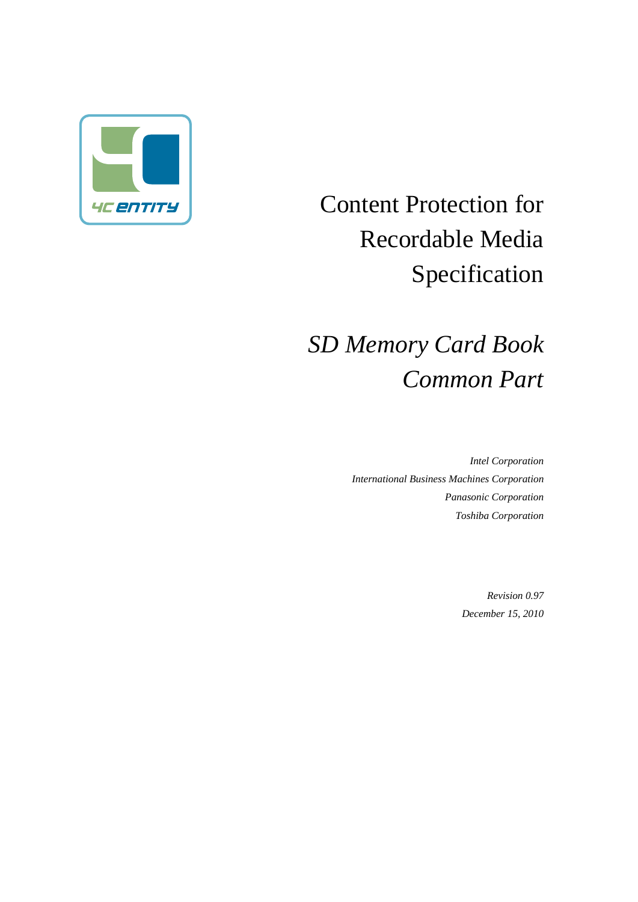# Content Protection for Recordable Media Specification

## *SD Memory Card Book Common Part*

*Intel Corporation*

*International Business Machines Corporation*

*Panasonic Corporation*

*Toshiba Corporation*

*Revision 0.97*

*December 15, 2010*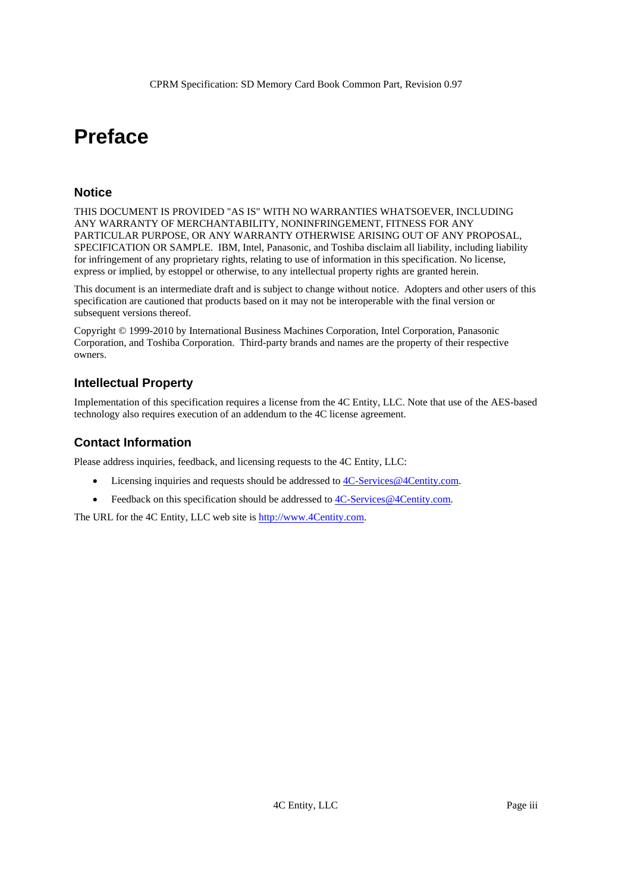# Preface

## Notice

THIS DOCUMENT IS PROVIDED "AS IS" WITH NO WARRANTIES WHATSOEVER, INCLUDING ANY WARRANTY OF MERCHANTABILITY, NONINFRINGEMENT, FITNESS FOR ANY PARTICULAR PURPOSE, OR ANY WARRANTY OTHERWISE ARISING OUT OF ANY PROPOSAL, SPECIFICATION OR SAMPLE. IBM, Intel, Panasonic, and Toshiba disclaim all liability, including liability for infringement of any proprietary rights, relating to use of information in this specification. No license, express or implied, by estoppel or otherwise, to any intellectual property rights are granted herein.

This document is an intermediate draft and is subject to change without notice. Adopters and other users of this specification are cautioned that products based on it may not be interoperable with the final version or subsequent versions thereof.

Copyright © 1999-2010 by International Business Machines Corporation, Intel Corporation, Panasonic Corporation, and Toshiba Corporation. Third-party brands and names are the property of their respective owners.

## Intellectual Property

Implementation of this specification requires a license from the 4C Entity, LLC. Note that use of the AES-based technology also requires execution of an addendum to the 4C license agreement.

## Contact Information

Please address inquiries, feedback, and licensing requests to the 4C Entity, LLC:

- Licensing inquiries and requests should be addressed to 4C-Services@4Centity.com.
- Feedback on this specification should be addressed to 4C-Services@4Centity.com.

The URL for the 4C Entity, LLC web site is http://www.4Centity.com.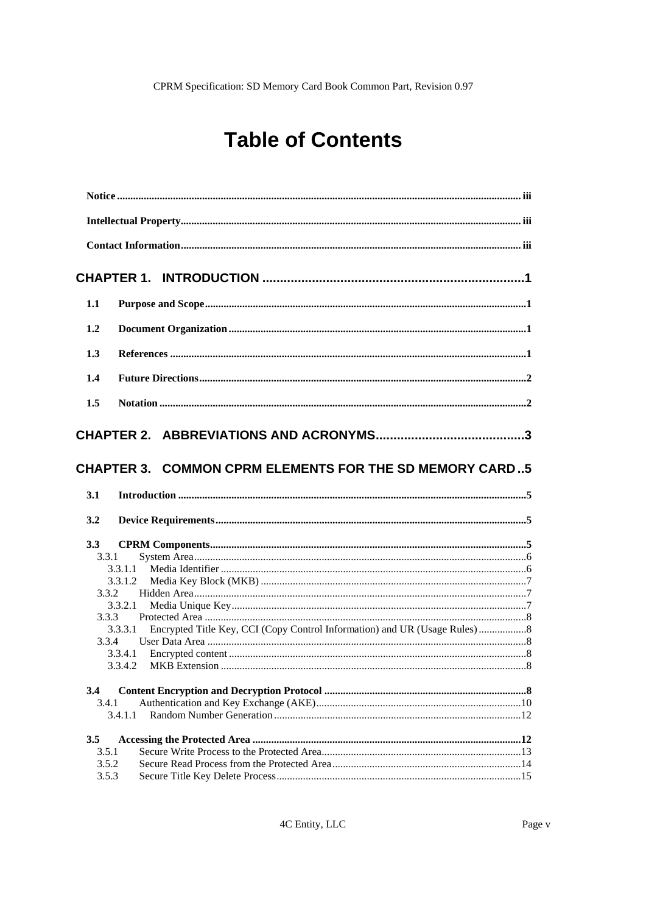# Table of Contents

**Notice** ..... iii

**Intellectual Property** ..... iii

**Contact Information** ..... iii

**CHAPTER 1. INTRODUCTION** ..... 1

- **1.1 Purpose and Scope** ..... 1
- **1.2 Document Organization** ..... 1
- **1.3 References** ..... 1
- **1.4 Future Directions** ..... 2
- **1.5 Notation** ..... 2

**CHAPTER 2. ABBREVIATIONS AND ACRONYMS** ..... 3

**CHAPTER 3. COMMON CPRM ELEMENTS FOR THE SD MEMORY CARD** ..... 5

- **3.1 Introduction** ..... 5
- **3.2 Device Requirements** ..... 5
- **3.3 CPRM Components** ..... 5
  - 3.3.1 System Area ..... 6
    - 3.3.1.1 Media Identifier ..... 6
    - 3.3.1.2 Media Key Block (MKB) ..... 7
  - 3.3.2 Hidden Area ..... 7
    - 3.3.2.1 Media Unique Key ..... 7
  - 3.3.3 Protected Area ..... 8
    - 3.3.3.1 Encrypted Title Key, CCI (Copy Control Information) and UR (Usage Rules) ..... 8
  - 3.3.4 User Data Area ..... 8
    - 3.3.4.1 Encrypted content ..... 8
    - 3.3.4.2 MKB Extension ..... 8
- **3.4 Content Encryption and Decryption Protocol** ..... 8
  - 3.4.1 Authentication and Key Exchange (AKE) ..... 10
    - 3.4.1.1 Random Number Generation ..... 12
- **3.5 Accessing the Protected Area** ..... 12
  - 3.5.1 Secure Write Process to the Protected Area ..... 13
  - 3.5.2 Secure Read Process from the Protected Area ..... 14
  - 3.5.3 Secure Title Key Delete Process ..... 15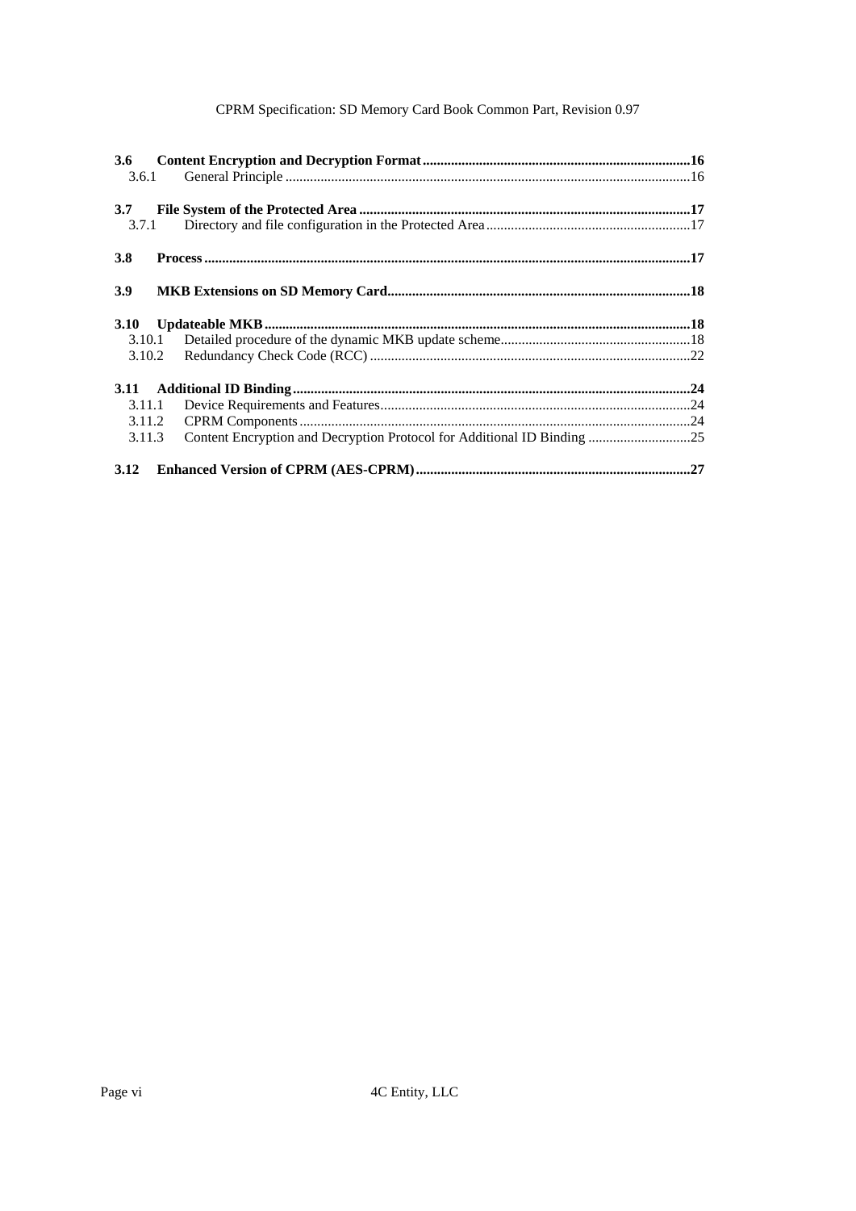| | | |
|---|---|---|
| **3.6** | **Content Encryption and Decryption Format** | **16** |
| 3.6.1 | General Principle | 16 |
| **3.7** | **File System of the Protected Area** | **17** |
| 3.7.1 | Directory and file configuration in the Protected Area | 17 |
| **3.8** | **Process** | **17** |
| **3.9** | **MKB Extensions on SD Memory Card** | **18** |
| **3.10** | **Updateable MKB** | **18** |
| 3.10.1 | Detailed procedure of the dynamic MKB update scheme | 18 |
| 3.10.2 | Redundancy Check Code (RCC) | 22 |
| **3.11** | **Additional ID Binding** | **24** |
| 3.11.1 | Device Requirements and Features | 24 |
| 3.11.2 | CPRM Components | 24 |
| 3.11.3 | Content Encryption and Decryption Protocol for Additional ID Binding | 25 |
| **3.12** | **Enhanced Version of CPRM (AES-CPRM)** | **27** |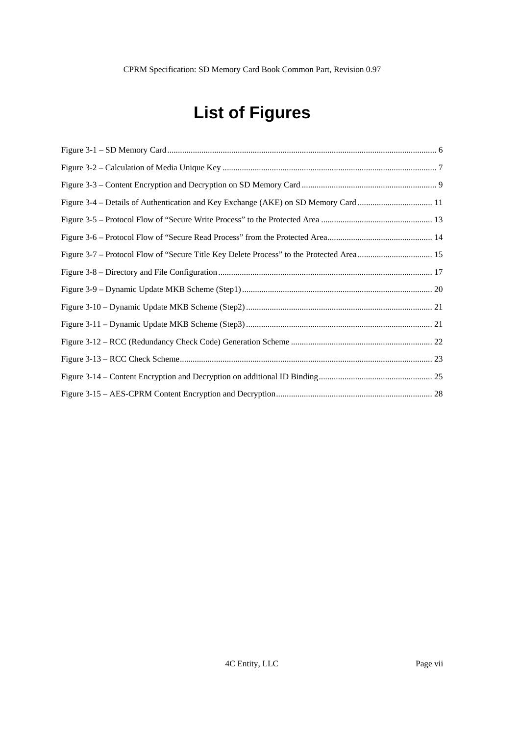# List of Figures

Figure 3-1 – SD Memory Card ... 6

Figure 3-2 – Calculation of Media Unique Key ... 7

Figure 3-3 – Content Encryption and Decryption on SD Memory Card ... 9

Figure 3-4 – Details of Authentication and Key Exchange (AKE) on SD Memory Card ... 11

Figure 3-5 – Protocol Flow of “Secure Write Process” to the Protected Area ... 13

Figure 3-6 – Protocol Flow of “Secure Read Process” from the Protected Area ... 14

Figure 3-7 – Protocol Flow of “Secure Title Key Delete Process” to the Protected Area ... 15

Figure 3-8 – Directory and File Configuration ... 17

Figure 3-9 – Dynamic Update MKB Scheme (Step1) ... 20

Figure 3-10 – Dynamic Update MKB Scheme (Step2) ... 21

Figure 3-11 – Dynamic Update MKB Scheme (Step3) ... 21

Figure 3-12 – RCC (Redundancy Check Code) Generation Scheme ... 22

Figure 3-13 – RCC Check Scheme ... 23

Figure 3-14 – Content Encryption and Decryption on additional ID Binding ... 25

Figure 3-15 – AES-CPRM Content Encryption and Decryption ... 28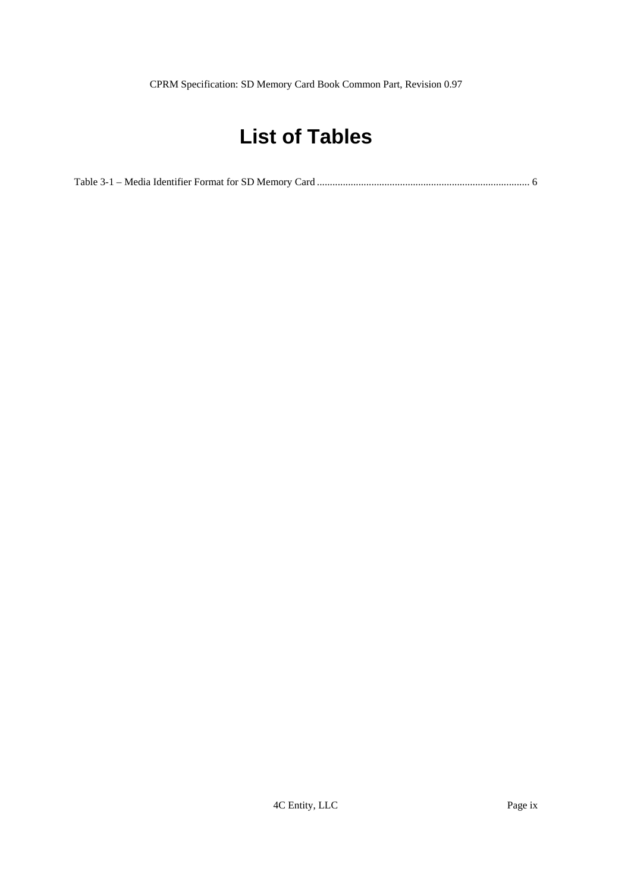# List of Tables

Table 3-1 – Media Identifier Format for SD Memory Card .................................................................................. 6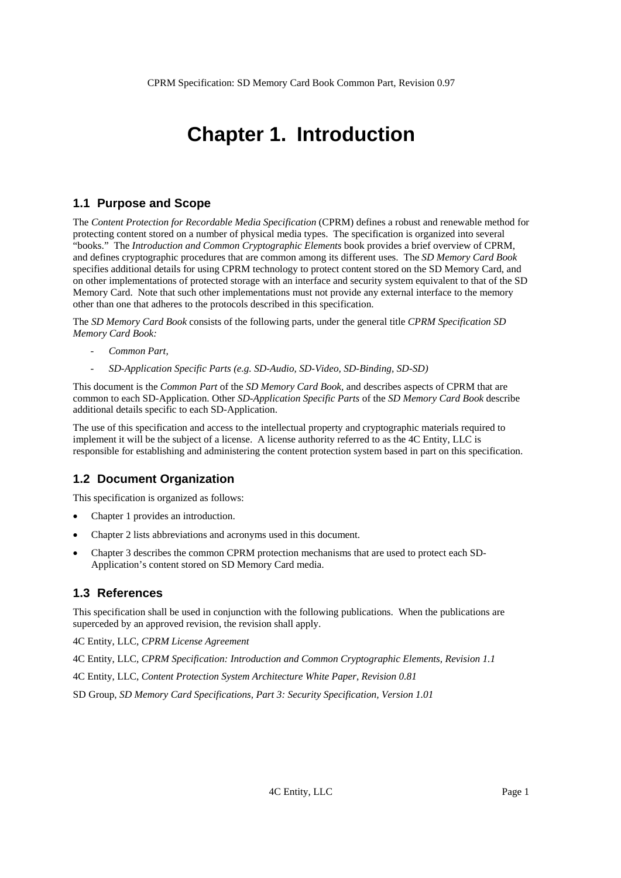# Chapter 1. Introduction

## 1.1 Purpose and Scope

The *Content Protection for Recordable Media Specification* (CPRM) defines a robust and renewable method for protecting content stored on a number of physical media types. The specification is organized into several "books." The *Introduction and Common Cryptographic Elements* book provides a brief overview of CPRM, and defines cryptographic procedures that are common among its different uses. The *SD Memory Card Book* specifies additional details for using CPRM technology to protect content stored on the SD Memory Card, and on other implementations of protected storage with an interface and security system equivalent to that of the SD Memory Card. Note that such other implementations must not provide any external interface to the memory other than one that adheres to the protocols described in this specification.

The *SD Memory Card Book* consists of the following parts, under the general title *CPRM Specification SD Memory Card Book:*

- *Common Part,*
- *SD-Application Specific Parts (e.g. SD-Audio, SD-Video, SD-Binding, SD-SD)*

This document is the *Common Part* of the *SD Memory Card Book,* and describes aspects of CPRM that are common to each SD-Application. Other *SD-Application Specific Parts* of the *SD Memory Card Book* describe additional details specific to each SD-Application.

The use of this specification and access to the intellectual property and cryptographic materials required to implement it will be the subject of a license. A license authority referred to as the 4C Entity, LLC is responsible for establishing and administering the content protection system based in part on this specification.

## 1.2 Document Organization

This specification is organized as follows:

- Chapter 1 provides an introduction.
- Chapter 2 lists abbreviations and acronyms used in this document.
- Chapter 3 describes the common CPRM protection mechanisms that are used to protect each SD-Application's content stored on SD Memory Card media.

## 1.3 References

This specification shall be used in conjunction with the following publications. When the publications are superceded by an approved revision, the revision shall apply.

4C Entity, LLC, *CPRM License Agreement*

4C Entity, LLC, *CPRM Specification: Introduction and Common Cryptographic Elements, Revision 1.1*

4C Entity, LLC, *Content Protection System Architecture White Paper, Revision 0.81*

SD Group, *SD Memory Card Specifications, Part 3: Security Specification, Version 1.01*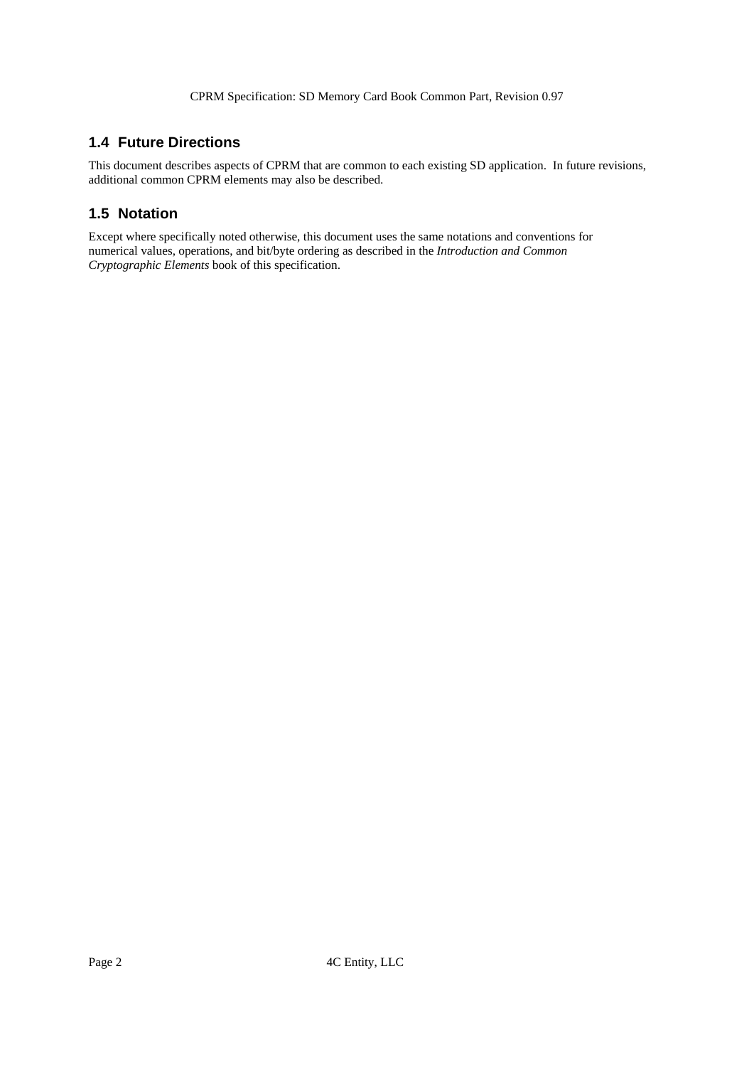## 1.4 Future Directions

This document describes aspects of CPRM that are common to each existing SD application. In future revisions, additional common CPRM elements may also be described.

## 1.5 Notation

Except where specifically noted otherwise, this document uses the same notations and conventions for numerical values, operations, and bit/byte ordering as described in the *Introduction and Common Cryptographic Elements* book of this specification.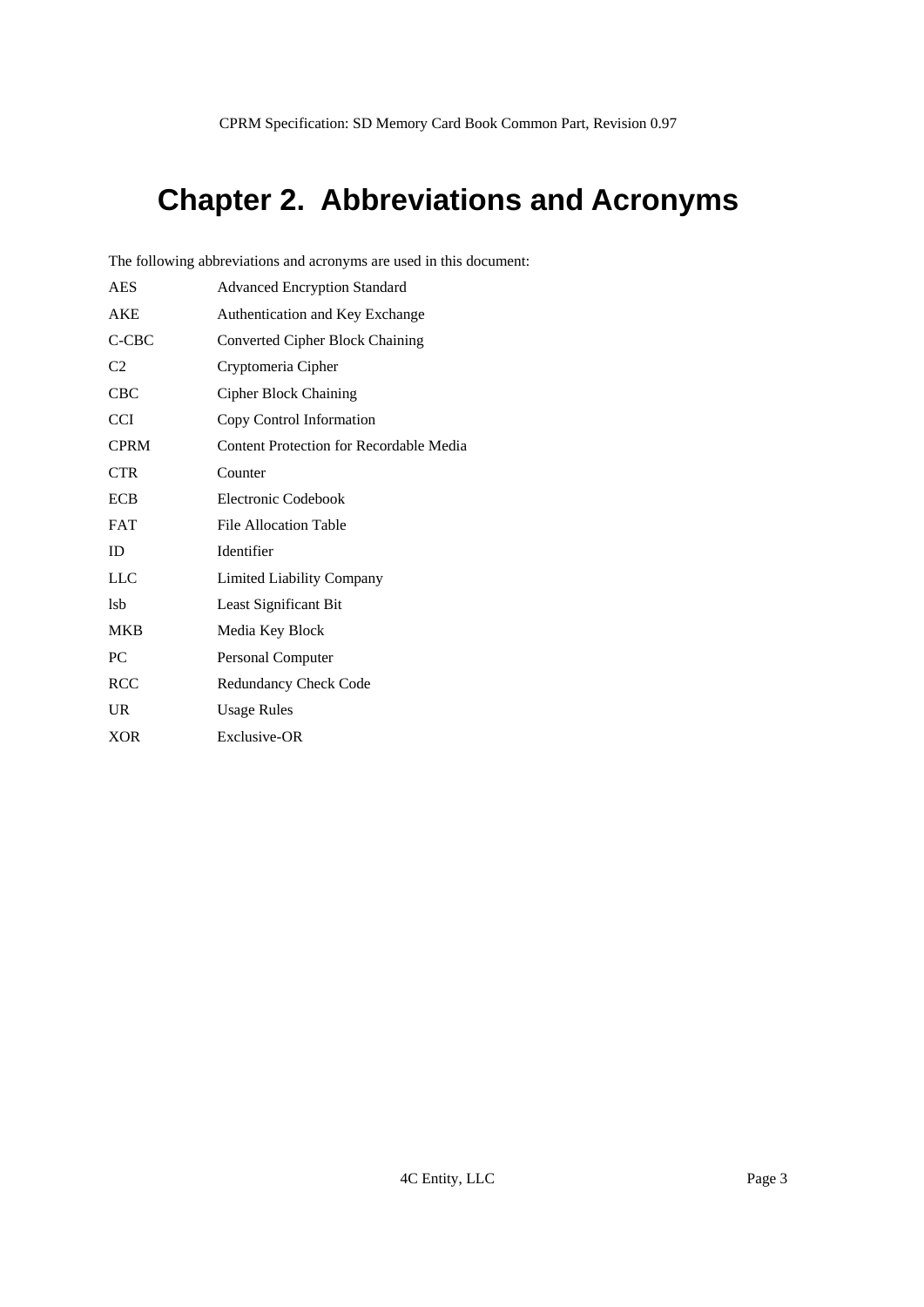# Chapter 2. Abbreviations and Acronyms

The following abbreviations and acronyms are used in this document:

| | |
|---|---|
| AES | Advanced Encryption Standard |
| AKE | Authentication and Key Exchange |
| C-CBC | Converted Cipher Block Chaining |
| C2 | Cryptomeria Cipher |
| CBC | Cipher Block Chaining |
| CCI | Copy Control Information |
| CPRM | Content Protection for Recordable Media |
| CTR | Counter |
| ECB | Electronic Codebook |
| FAT | File Allocation Table |
| ID | Identifier |
| LLC | Limited Liability Company |
| lsb | Least Significant Bit |
| MKB | Media Key Block |
| PC | Personal Computer |
| RCC | Redundancy Check Code |
| UR | Usage Rules |
| XOR | Exclusive-OR |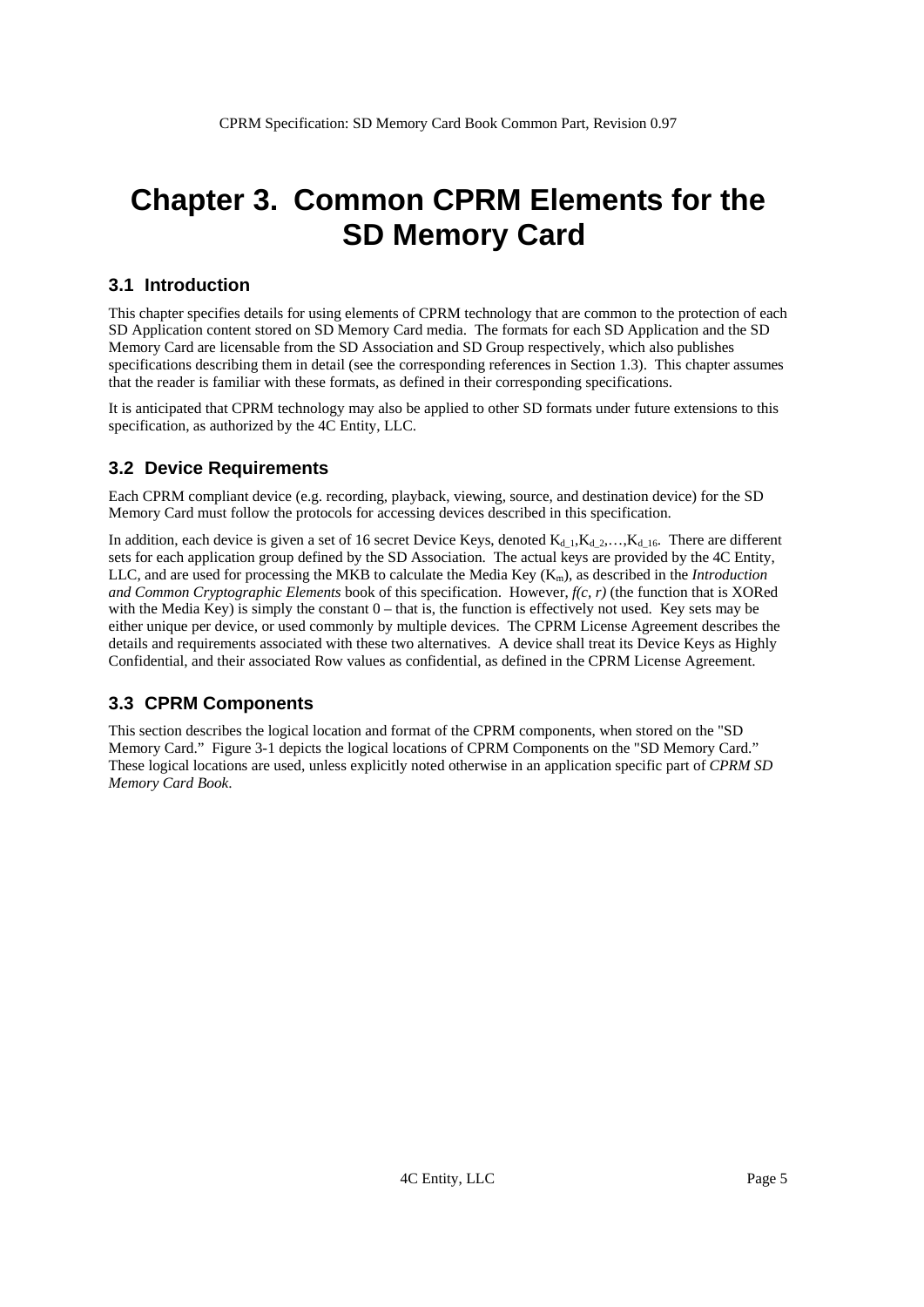# Chapter 3. Common CPRM Elements for the SD Memory Card

## 3.1 Introduction

This chapter specifies details for using elements of CPRM technology that are common to the protection of each SD Application content stored on SD Memory Card media. The formats for each SD Application and the SD Memory Card are licensable from the SD Association and SD Group respectively, which also publishes specifications describing them in detail (see the corresponding references in Section 1.3). This chapter assumes that the reader is familiar with these formats, as defined in their corresponding specifications.

It is anticipated that CPRM technology may also be applied to other SD formats under future extensions to this specification, as authorized by the 4C Entity, LLC.

## 3.2 Device Requirements

Each CPRM compliant device (e.g. recording, playback, viewing, source, and destination device) for the SD Memory Card must follow the protocols for accessing devices described in this specification.

In addition, each device is given a set of 16 secret Device Keys, denoted $K_{d\_1}, K_{d\_2}, \ldots, K_{d\_16}$. There are different sets for each application group defined by the SD Association. The actual keys are provided by the 4C Entity, LLC, and are used for processing the MKB to calculate the Media Key ($K_m$), as described in the *Introduction and Common Cryptographic Elements* book of this specification. However, *f(c, r)* (the function that is XORed with the Media Key) is simply the constant 0 – that is, the function is effectively not used. Key sets may be either unique per device, or used commonly by multiple devices. The CPRM License Agreement describes the details and requirements associated with these two alternatives. A device shall treat its Device Keys as Highly Confidential, and their associated Row values as confidential, as defined in the CPRM License Agreement.

## 3.3 CPRM Components

This section describes the logical location and format of the CPRM components, when stored on the "SD Memory Card." Figure 3-1 depicts the logical locations of CPRM Components on the "SD Memory Card." These logical locations are used, unless explicitly noted otherwise in an application specific part of *CPRM SD Memory Card Book*.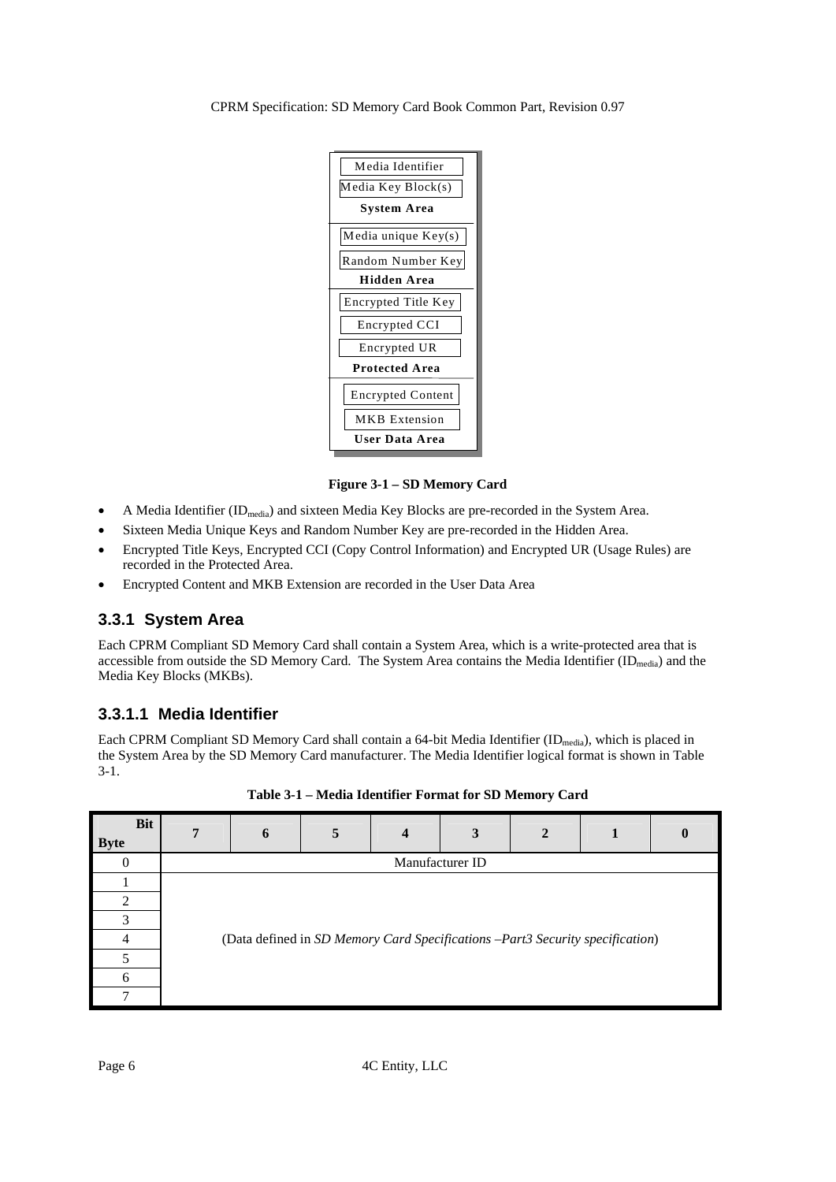Media Identifier
Media Key Block(s)
**System Area**

Media unique Key(s)
Random Number Key
**Hidden Area**

Encrypted Title Key
Encrypted CCI
Encrypted UR
**Protected Area**

Encrypted Content
MKB Extension
**User Data Area**

**Figure 3-1 – SD Memory Card**

- A Media Identifier ($ID_{media}$) and sixteen Media Key Blocks are pre-recorded in the System Area.
- Sixteen Media Unique Keys and Random Number Key are pre-recorded in the Hidden Area.
- Encrypted Title Keys, Encrypted CCI (Copy Control Information) and Encrypted UR (Usage Rules) are recorded in the Protected Area.
- Encrypted Content and MKB Extension are recorded in the User Data Area

### 3.3.1 System Area

Each CPRM Compliant SD Memory Card shall contain a System Area, which is a write-protected area that is accessible from outside the SD Memory Card. The System Area contains the Media Identifier ($ID_{media}$) and the Media Key Blocks (MKBs).

#### 3.3.1.1 Media Identifier

Each CPRM Compliant SD Memory Card shall contain a 64-bit Media Identifier ($ID_{media}$), which is placed in the System Area by the SD Memory Card manufacturer. The Media Identifier logical format is shown in Table 3-1.

**Table 3-1 – Media Identifier Format for SD Memory Card**

| Byte \ Bit | 7 | 6 | 5 | 4 | 3 | 2 | 1 | 0 |
|---|---|---|---|---|---|---|---|---|
| 0 | Manufacturer ID | | | | | | | |
| 1 | (Data defined in *SD Memory Card Specifications –Part3 Security specification*) | | | | | | | |
| 2 | | | | | | | | |
| 3 | | | | | | | | |
| 4 | | | | | | | | |
| 5 | | | | | | | | |
| 6 | | | | | | | | |
| 7 | | | | | | | | |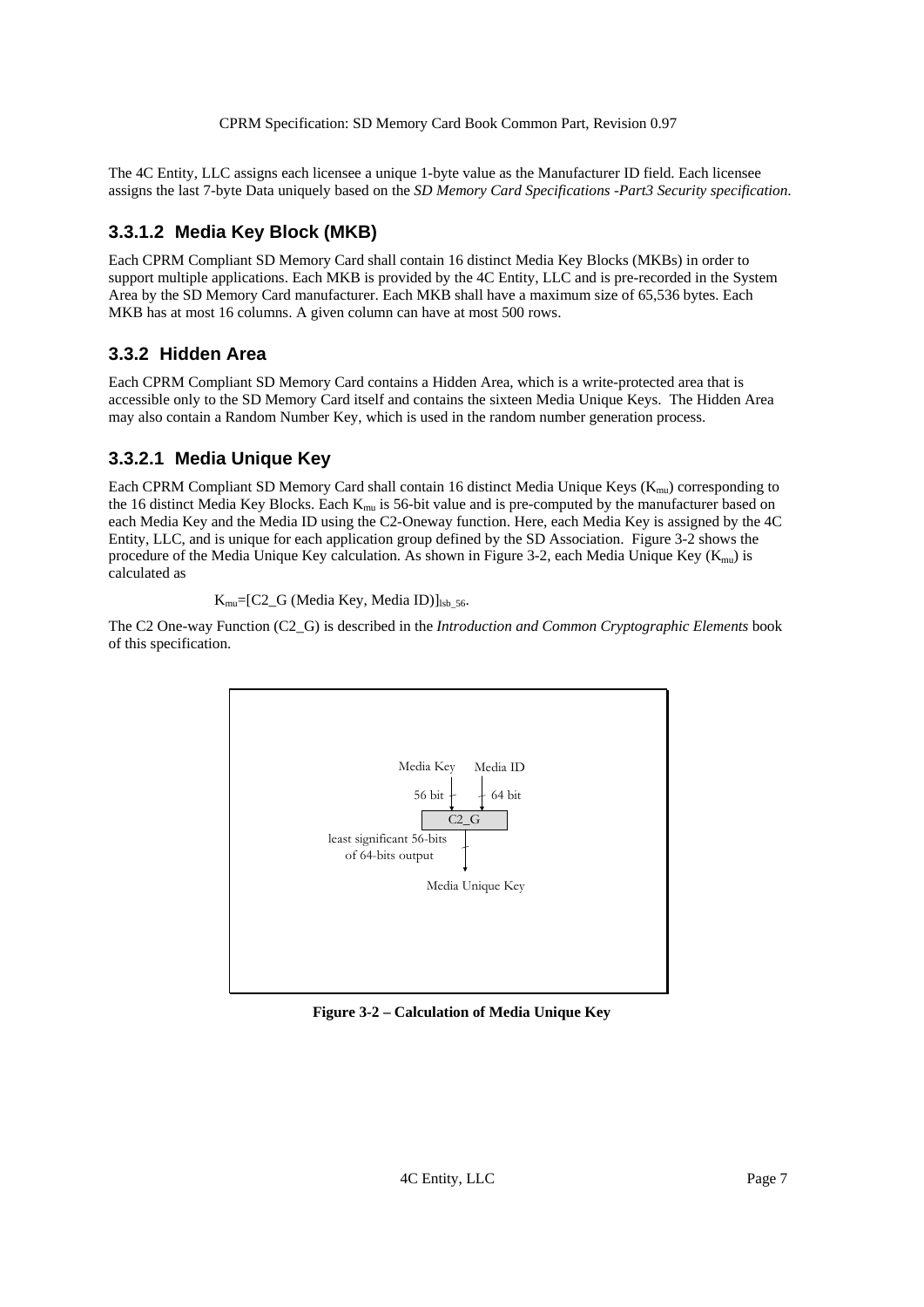The 4C Entity, LLC assigns each licensee a unique 1-byte value as the Manufacturer ID field. Each licensee assigns the last 7-byte Data uniquely based on the *SD Memory Card Specifications -Part3 Security specification*.

#### 3.3.1.2 Media Key Block (MKB)

Each CPRM Compliant SD Memory Card shall contain 16 distinct Media Key Blocks (MKBs) in order to support multiple applications. Each MKB is provided by the 4C Entity, LLC and is pre-recorded in the System Area by the SD Memory Card manufacturer. Each MKB shall have a maximum size of 65,536 bytes. Each MKB has at most 16 columns. A given column can have at most 500 rows.

### 3.3.2 Hidden Area

Each CPRM Compliant SD Memory Card contains a Hidden Area, which is a write-protected area that is accessible only to the SD Memory Card itself and contains the sixteen Media Unique Keys. The Hidden Area may also contain a Random Number Key, which is used in the random number generation process.

#### 3.3.2.1 Media Unique Key

Each CPRM Compliant SD Memory Card shall contain 16 distinct Media Unique Keys ($K_{mu}$) corresponding to the 16 distinct Media Key Blocks. Each $K_{mu}$ is 56-bit value and is pre-computed by the manufacturer based on each Media Key and the Media ID using the C2-Oneway function. Here, each Media Key is assigned by the 4C Entity, LLC, and is unique for each application group defined by the SD Association. Figure 3-2 shows the procedure of the Media Unique Key calculation. As shown in Figure 3-2, each Media Unique Key ($K_{mu}$) is calculated as

$$K_{mu}=[\text{C2\_G (Media Key, Media ID)}]_{lsb\_56}.$$

The C2 One-way Function (C2_G) is described in the *Introduction and Common Cryptographic Elements* book of this specification.

Media Key (56 bit) → C2_G ← Media ID (64 bit)

least significant 56-bits of 64-bits output → Media Unique Key

**Figure 3-2 – Calculation of Media Unique Key**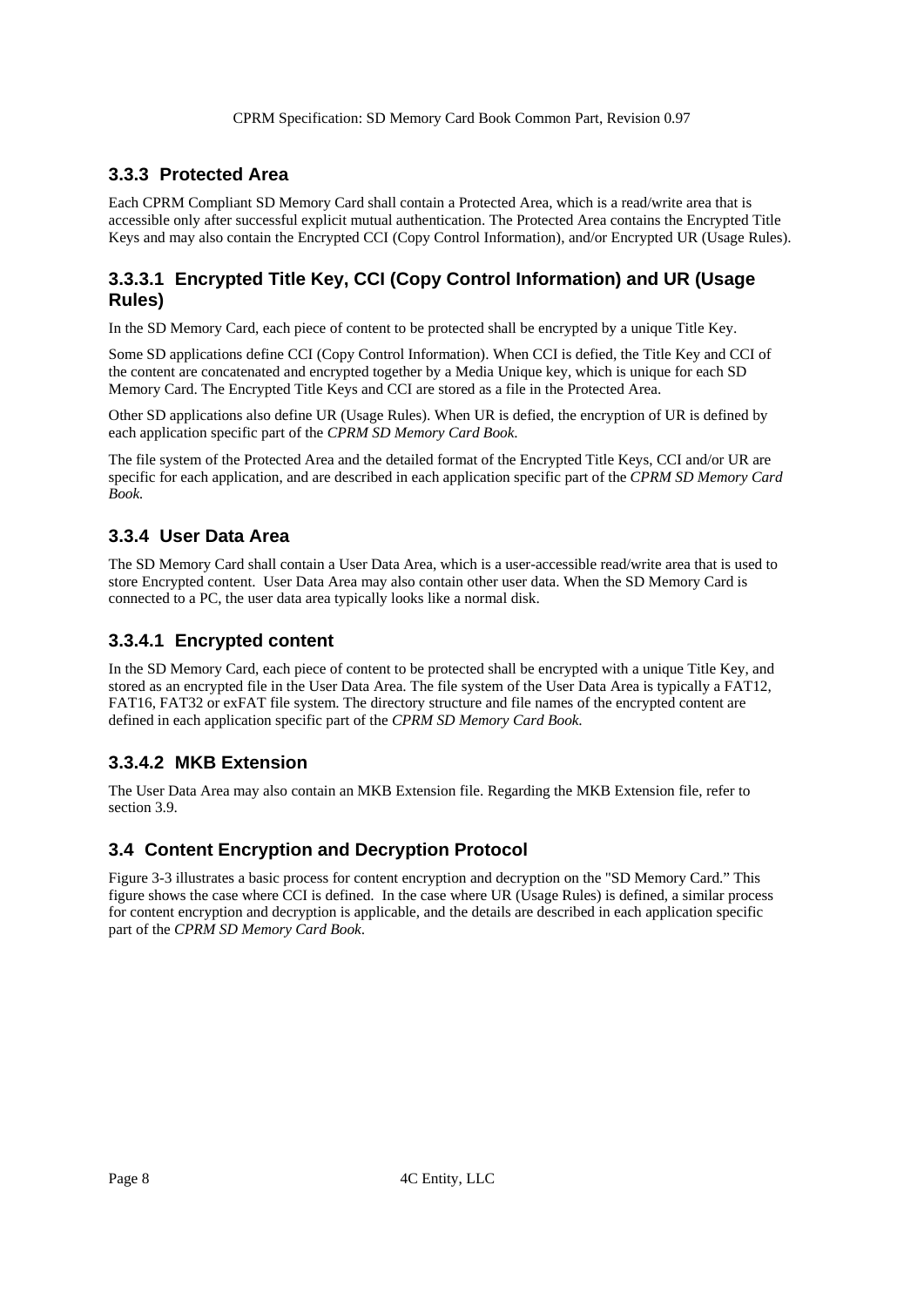### 3.3.3 Protected Area

Each CPRM Compliant SD Memory Card shall contain a Protected Area, which is a read/write area that is accessible only after successful explicit mutual authentication. The Protected Area contains the Encrypted Title Keys and may also contain the Encrypted CCI (Copy Control Information), and/or Encrypted UR (Usage Rules).

#### 3.3.3.1 Encrypted Title Key, CCI (Copy Control Information) and UR (Usage Rules)

In the SD Memory Card, each piece of content to be protected shall be encrypted by a unique Title Key.

Some SD applications define CCI (Copy Control Information). When CCI is defied, the Title Key and CCI of the content are concatenated and encrypted together by a Media Unique key, which is unique for each SD Memory Card. The Encrypted Title Keys and CCI are stored as a file in the Protected Area.

Other SD applications also define UR (Usage Rules). When UR is defied, the encryption of UR is defined by each application specific part of the *CPRM SD Memory Card Book.*

The file system of the Protected Area and the detailed format of the Encrypted Title Keys, CCI and/or UR are specific for each application, and are described in each application specific part of the *CPRM SD Memory Card Book.*

### 3.3.4 User Data Area

The SD Memory Card shall contain a User Data Area, which is a user-accessible read/write area that is used to store Encrypted content. User Data Area may also contain other user data. When the SD Memory Card is connected to a PC, the user data area typically looks like a normal disk.

#### 3.3.4.1 Encrypted content

In the SD Memory Card, each piece of content to be protected shall be encrypted with a unique Title Key, and stored as an encrypted file in the User Data Area. The file system of the User Data Area is typically a FAT12, FAT16, FAT32 or exFAT file system. The directory structure and file names of the encrypted content are defined in each application specific part of the *CPRM SD Memory Card Book.*

#### 3.3.4.2 MKB Extension

The User Data Area may also contain an MKB Extension file. Regarding the MKB Extension file, refer to section 3.9.

## 3.4 Content Encryption and Decryption Protocol

Figure 3-3 illustrates a basic process for content encryption and decryption on the "SD Memory Card." This figure shows the case where CCI is defined. In the case where UR (Usage Rules) is defined, a similar process for content encryption and decryption is applicable, and the details are described in each application specific part of the *CPRM SD Memory Card Book*.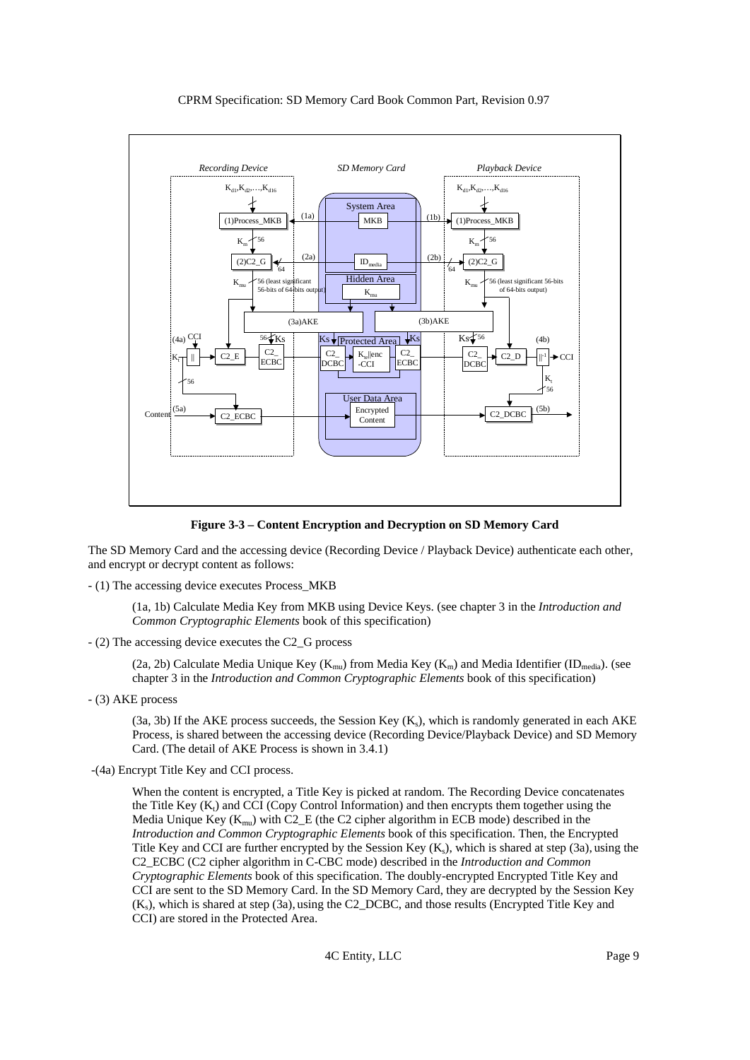**Figure 3-3 – Content Encryption and Decryption on SD Memory Card**

The SD Memory Card and the accessing device (Recording Device / Playback Device) authenticate each other, and encrypt or decrypt content as follows:

- (1) The accessing device executes Process_MKB

  (1a, 1b) Calculate Media Key from MKB using Device Keys. (see chapter 3 in the *Introduction and Common Cryptographic Elements* book of this specification)

- (2) The accessing device executes the C2_G process

  (2a, 2b) Calculate Media Unique Key ($K_{mu}$) from Media Key ($K_m$) and Media Identifier ($ID_{media}$). (see chapter 3 in the *Introduction and Common Cryptographic Elements* book of this specification)

- (3) AKE process

  (3a, 3b) If the AKE process succeeds, the Session Key ($K_s$), which is randomly generated in each AKE Process, is shared between the accessing device (Recording Device/Playback Device) and SD Memory Card. (The detail of AKE Process is shown in 3.4.1)

-(4a) Encrypt Title Key and CCI process.

  When the content is encrypted, a Title Key is picked at random. The Recording Device concatenates the Title Key ($K_t$) and CCI (Copy Control Information) and then encrypts them together using the Media Unique Key ($K_{mu}$) with C2_E (the C2 cipher algorithm in ECB mode) described in the *Introduction and Common Cryptographic Elements* book of this specification. Then, the Encrypted Title Key and CCI are further encrypted by the Session Key ($K_s$), which is shared at step (3a), using the C2_ECBC (C2 cipher algorithm in C-CBC mode) described in the *Introduction and Common Cryptographic Elements* book of this specification. The doubly-encrypted Encrypted Title Key and CCI are sent to the SD Memory Card. In the SD Memory Card, they are decrypted by the Session Key ($K_s$), which is shared at step (3a), using the C2_DCBC, and those results (Encrypted Title Key and CCI) are stored in the Protected Area.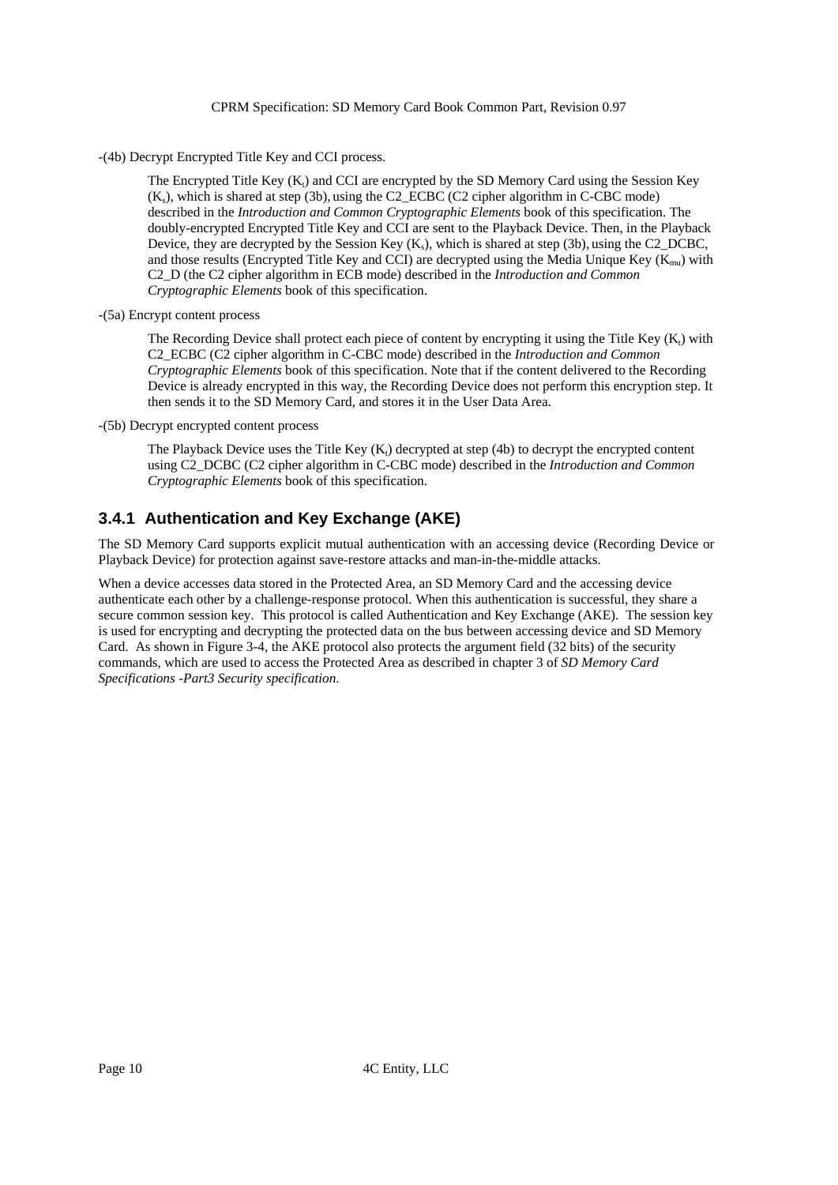-(4b) Decrypt Encrypted Title Key and CCI process.

The Encrypted Title Key ($K_t$) and CCI are encrypted by the SD Memory Card using the Session Key ($K_s$), which is shared at step (3b), using the C2_ECBC (C2 cipher algorithm in C-CBC mode) described in the *Introduction and Common Cryptographic Elements* book of this specification. The doubly-encrypted Encrypted Title Key and CCI are sent to the Playback Device. Then, in the Playback Device, they are decrypted by the Session Key ($K_s$), which is shared at step (3b), using the C2_DCBC, and those results (Encrypted Title Key and CCI) are decrypted using the Media Unique Key ($K_{mu}$) with C2_D (the C2 cipher algorithm in ECB mode) described in the *Introduction and Common Cryptographic Elements* book of this specification.

-(5a) Encrypt content process

The Recording Device shall protect each piece of content by encrypting it using the Title Key ($K_t$) with C2_ECBC (C2 cipher algorithm in C-CBC mode) described in the *Introduction and Common Cryptographic Elements* book of this specification. Note that if the content delivered to the Recording Device is already encrypted in this way, the Recording Device does not perform this encryption step. It then sends it to the SD Memory Card, and stores it in the User Data Area.

-(5b) Decrypt encrypted content process

The Playback Device uses the Title Key ($K_t$) decrypted at step (4b) to decrypt the encrypted content using C2_DCBC (C2 cipher algorithm in C-CBC mode) described in the *Introduction and Common Cryptographic Elements* book of this specification.

### 3.4.1 Authentication and Key Exchange (AKE)

The SD Memory Card supports explicit mutual authentication with an accessing device (Recording Device or Playback Device) for protection against save-restore attacks and man-in-the-middle attacks.

When a device accesses data stored in the Protected Area, an SD Memory Card and the accessing device authenticate each other by a challenge-response protocol. When this authentication is successful, they share a secure common session key. This protocol is called Authentication and Key Exchange (AKE). The session key is used for encrypting and decrypting the protected data on the bus between accessing device and SD Memory Card. As shown in Figure 3-4, the AKE protocol also protects the argument field (32 bits) of the security commands, which are used to access the Protected Area as described in chapter 3 of *SD Memory Card Specifications -Part3 Security specification.*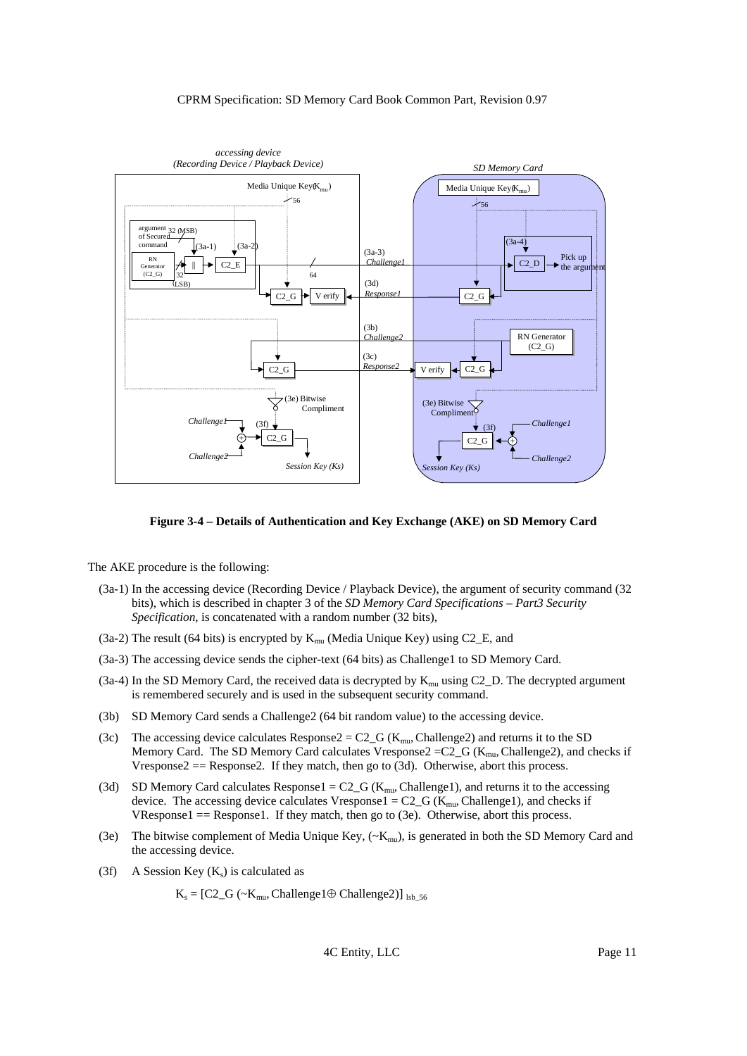**Figure 3-4 – Details of Authentication and Key Exchange (AKE) on SD Memory Card**

The AKE procedure is the following:

(3a-1) In the accessing device (Recording Device / Playback Device), the argument of security command (32 bits), which is described in chapter 3 of the *SD Memory Card Specifications – Part3 Security Specification*, is concatenated with a random number (32 bits),

(3a-2) The result (64 bits) is encrypted by $K_{mu}$ (Media Unique Key) using C2_E, and

(3a-3) The accessing device sends the cipher-text (64 bits) as Challenge1 to SD Memory Card.

(3a-4) In the SD Memory Card, the received data is decrypted by $K_{mu}$ using C2_D. The decrypted argument is remembered securely and is used in the subsequent security command.

(3b) SD Memory Card sends a Challenge2 (64 bit random value) to the accessing device.

(3c) The accessing device calculates Response2 = C2_G ($K_{mu}$, Challenge2) and returns it to the SD Memory Card. The SD Memory Card calculates Vresponse2 = C2_G ($K_{mu}$, Challenge2), and checks if Vresponse2 == Response2. If they match, then go to (3d). Otherwise, abort this process.

(3d) SD Memory Card calculates Response1 = C2_G ($K_{mu}$, Challenge1), and returns it to the accessing device. The accessing device calculates Vresponse1 = C2_G ($K_{mu}$, Challenge1), and checks if VResponse1 == Response1. If they match, then go to (3e). Otherwise, abort this process.

(3e) The bitwise complement of Media Unique Key, ($\sim K_{mu}$), is generated in both the SD Memory Card and the accessing device.

(3f) A Session Key ($K_s$) is calculated as

$$K_s = [\text{C2\_G}(\sim K_{mu}, \text{Challenge1} \oplus \text{Challenge2})]_{lsb\_56}$$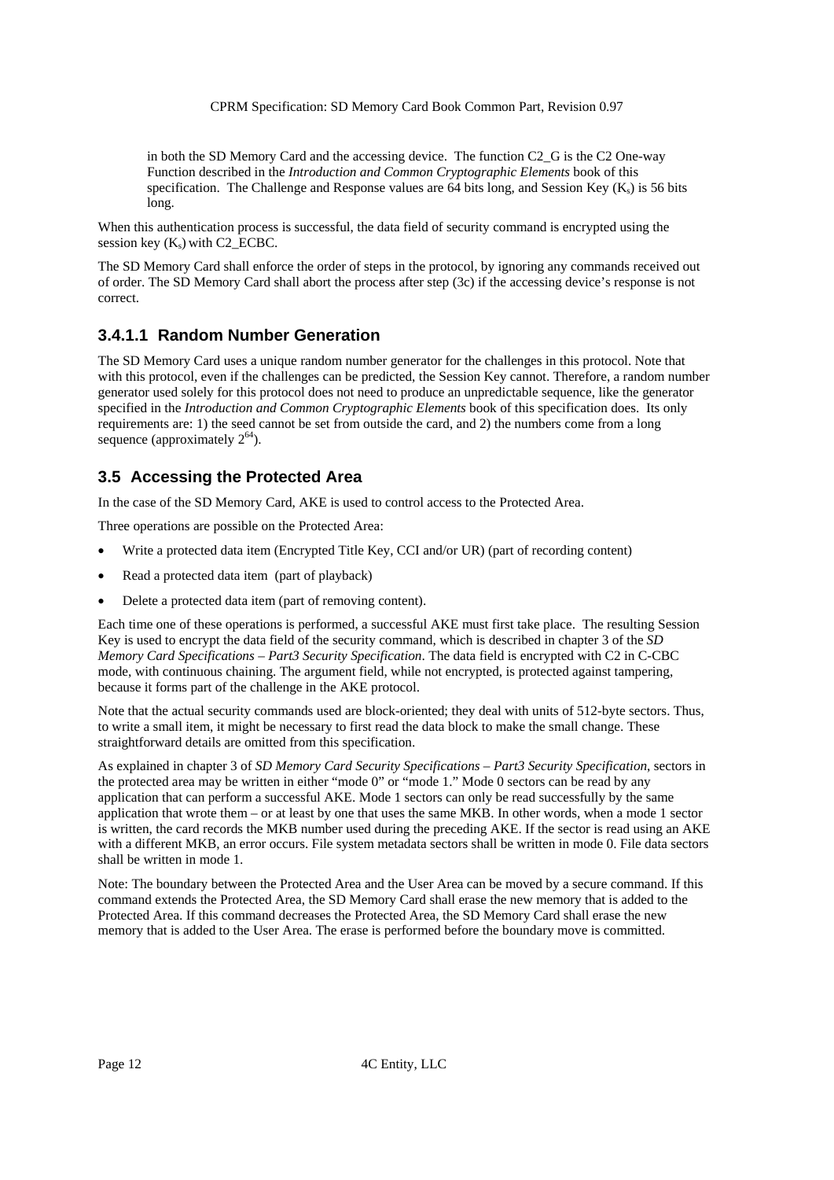in both the SD Memory Card and the accessing device. The function C2_G is the C2 One-way Function described in the *Introduction and Common Cryptographic Elements* book of this specification. The Challenge and Response values are 64 bits long, and Session Key ($K_s$) is 56 bits long.

When this authentication process is successful, the data field of security command is encrypted using the session key ($K_s$) with C2_ECBC.

The SD Memory Card shall enforce the order of steps in the protocol, by ignoring any commands received out of order. The SD Memory Card shall abort the process after step (3c) if the accessing device's response is not correct.

#### 3.4.1.1 Random Number Generation

The SD Memory Card uses a unique random number generator for the challenges in this protocol. Note that with this protocol, even if the challenges can be predicted, the Session Key cannot. Therefore, a random number generator used solely for this protocol does not need to produce an unpredictable sequence, like the generator specified in the *Introduction and Common Cryptographic Elements* book of this specification does. Its only requirements are: 1) the seed cannot be set from outside the card, and 2) the numbers come from a long sequence (approximately $2^{64}$).

## 3.5 Accessing the Protected Area

In the case of the SD Memory Card, AKE is used to control access to the Protected Area.

Three operations are possible on the Protected Area:

- Write a protected data item (Encrypted Title Key, CCI and/or UR) (part of recording content)
- Read a protected data item (part of playback)
- Delete a protected data item (part of removing content).

Each time one of these operations is performed, a successful AKE must first take place. The resulting Session Key is used to encrypt the data field of the security command, which is described in chapter 3 of the *SD Memory Card Specifications – Part3 Security Specification*. The data field is encrypted with C2 in C-CBC mode, with continuous chaining. The argument field, while not encrypted, is protected against tampering, because it forms part of the challenge in the AKE protocol.

Note that the actual security commands used are block-oriented; they deal with units of 512-byte sectors. Thus, to write a small item, it might be necessary to first read the data block to make the small change. These straightforward details are omitted from this specification.

As explained in chapter 3 of *SD Memory Card Security Specifications – Part3 Security Specification*, sectors in the protected area may be written in either "mode 0" or "mode 1." Mode 0 sectors can be read by any application that can perform a successful AKE. Mode 1 sectors can only be read successfully by the same application that wrote them – or at least by one that uses the same MKB. In other words, when a mode 1 sector is written, the card records the MKB number used during the preceding AKE. If the sector is read using an AKE with a different MKB, an error occurs. File system metadata sectors shall be written in mode 0. File data sectors shall be written in mode 1.

Note: The boundary between the Protected Area and the User Area can be moved by a secure command. If this command extends the Protected Area, the SD Memory Card shall erase the new memory that is added to the Protected Area. If this command decreases the Protected Area, the SD Memory Card shall erase the new memory that is added to the User Area. The erase is performed before the boundary move is committed.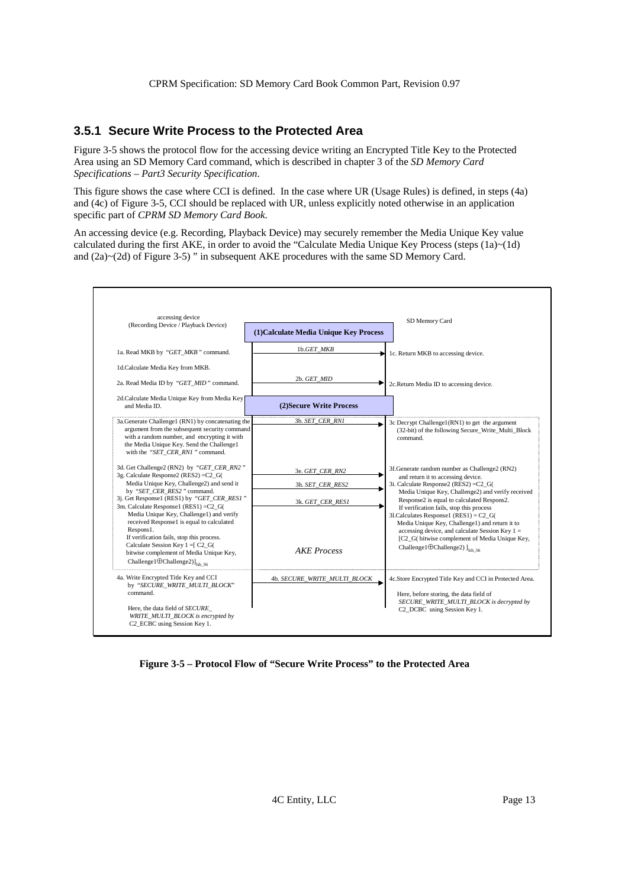### 3.5.1 Secure Write Process to the Protected Area

Figure 3-5 shows the protocol flow for the accessing device writing an Encrypted Title Key to the Protected Area using an SD Memory Card command, which is described in chapter 3 of the *SD Memory Card Specifications – Part3 Security Specification*.

This figure shows the case where CCI is defined. In the case where UR (Usage Rules) is defined, in steps (4a) and (4c) of Figure 3-5, CCI should be replaced with UR, unless explicitly noted otherwise in an application specific part of *CPRM SD Memory Card Book.*

An accessing device (e.g. Recording, Playback Device) may securely remember the Media Unique Key value calculated during the first AKE, in order to avoid the "Calculate Media Unique Key Process (steps (1a)~(1d) and (2a)~(2d) of Figure 3-5) " in subsequent AKE procedures with the same SD Memory Card.

| accessing device (Recording Device / Playback Device) | | SD Memory Card |
|---|---|---|
| | **(1)Calculate Media Unique Key Process** | |
| 1a. Read MKB by "*GET_MKB*" command. | 1b.*GET_MKB* → | 1c. Return MKB to accessing device. |
| 1d.Calculate Media Key from MKB. | | |
| 2a. Read Media ID by "*GET_MID*" command. | 2b. *GET_MID* → | 2c.Return Media ID to accessing device. |
| 2d.Calculate Media Unique Key from Media Key and Media ID. | **(2)Secure Write Process** | |
| 3a.Generate Challenge1 (RN1) by concatenating the argument from the subsequent security command with a random number, and encrypting it with the Media Unique Key. Send the Challenge1 with the "*SET_CER_RN1*" command. | 3b. *SET_CER_RN1* → | 3c Decrypt Challenge1(RN1) to get the argument (32-bit) of the following Secure_Write_Multi_Block command. |
| 3d. Get Challenge2 (RN2) by "*GET_CER_RN2*" | 3e. *GET_CER_RN2* → | 3f.Generate random number as Challenge2 (RN2) and return it to accessing device. |
| 3g. Calculate Response2 (RES2) =C2_G( Media Unique Key, Challenge2) and send it by "*SET_CER_RES2*" command. | 3h. *SET_CER_RES2* → | 3i. Calculate Response2 (RES2) =C2_G( Media Unique Key, Challenge2) and verify received Response2 is equal to calculated Respons2. If verification fails, stop this process |
| 3j. Get Response1 (RES1) by "*GET_CER_RES1*" | 3k. *GET_CER_RES1* → | 3l.Calculates Response1 (RES1) = C2_G( Media Unique Key, Challenge1) and return it to accessing device, and calculate Session Key 1 = [C2_G( bitwise complement of Media Unique Key, Challenge1⊕Challenge2) ]$_{lsb\_56}$ |
| 3m. Calculate Response1 (RES1) =C2_G( Media Unique Key, Challenge1) and verify received Response1 is equal to calculated Respons1. If verification fails, stop this process. Calculate Session Key 1 =[ C2_G( bitwise complement of Media Unique Key, Challenge1⊕Challenge2)]$_{lsb\_56}$ | *AKE Process* | |
| 4a. Write Encrypted Title Key and CCI by "*SECURE_WRITE_MULTI_BLOCK*" command. Here, the data field of *SECURE_WRITE_MULTI_BLOCK is encrypted by C2*_ECBC using Session Key 1. | 4b. *SECURE_WRITE_MULTI_BLOCK* → | 4c.Store Encrypted Title Key and CCI in Protected Area. Here, before storing, the data field of *SECURE_WRITE_MULTI_BLOCK is decrypted by* C2_DCBC using Session Key 1. |

**Figure 3-5 – Protocol Flow of "Secure Write Process" to the Protected Area**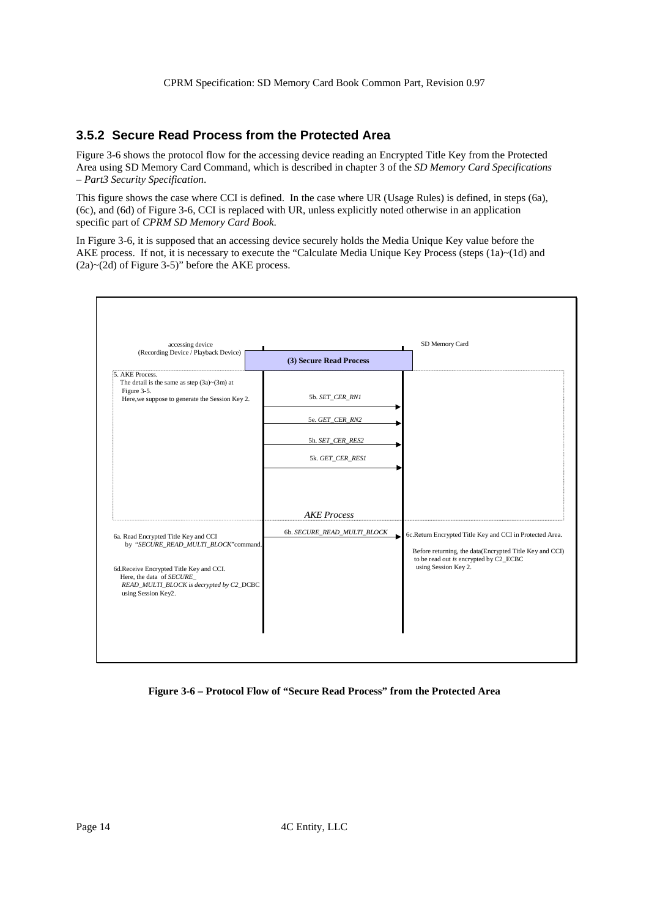### 3.5.2 Secure Read Process from the Protected Area

Figure 3-6 shows the protocol flow for the accessing device reading an Encrypted Title Key from the Protected Area using SD Memory Card Command, which is described in chapter 3 of the *SD Memory Card Specifications – Part3 Security Specification*.

This figure shows the case where CCI is defined. In the case where UR (Usage Rules) is defined, in steps (6a), (6c), and (6d) of Figure 3-6, CCI is replaced with UR, unless explicitly noted otherwise in an application specific part of *CPRM SD Memory Card Book*.

In Figure 3-6, it is supposed that an accessing device securely holds the Media Unique Key value before the AKE process. If not, it is necessary to execute the "Calculate Media Unique Key Process (steps (1a)~(1d) and (2a)~(2d) of Figure 3-5)" before the AKE process.

accessing device (Recording Device / Playback Device)

**(3) Secure Read Process**

SD Memory Card

5. AKE Process.
The detail is the same as step (3a)~(3m) at Figure 3-5.
Here,we suppose to generate the Session Key 2.

5b. *SET_CER_RN1*

5e. *GET_CER_RN2*

5h. *SET_CER_RES2*

5k. *GET_CER_RES1*

*AKE Process*

6a. Read Encrypted Title Key and CCI by *"SECURE_READ_MULTI_BLOCK"*command.

6b. *SECURE_READ_MULTI_BLOCK*

6c.Return Encrypted Title Key and CCI in Protected Area.

Before returning, the data(Encrypted Title Key and CCI) to be read out *is* encrypted by C2_ECBC using Session Key 2.

6d.Receive Encrypted Title Key and CCI.
Here, the data of *SECURE_READ_MULTI_BLOCK is decrypted by C2*_DCBC using Session Key2.

**Figure 3-6 – Protocol Flow of "Secure Read Process" from the Protected Area**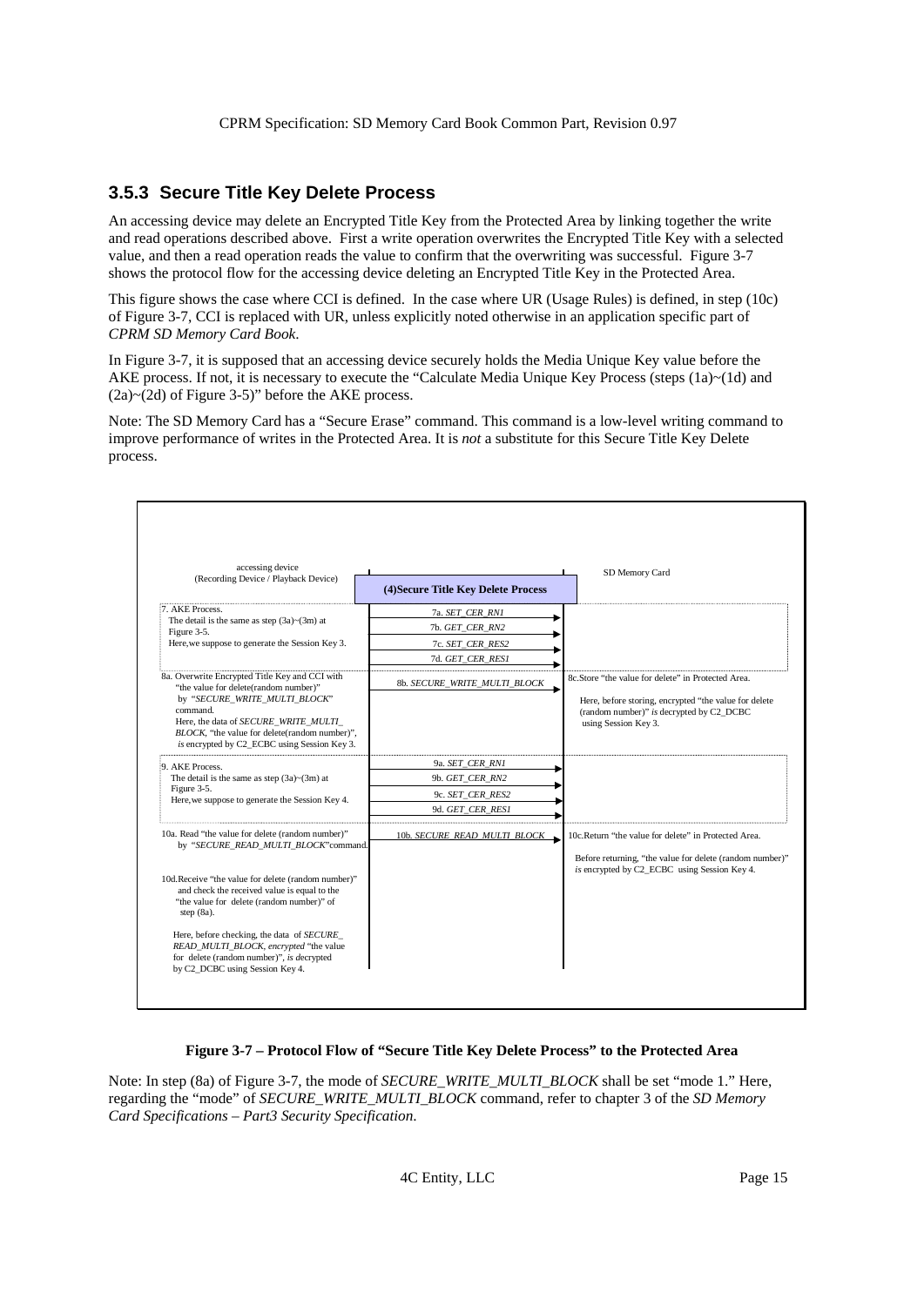### 3.5.3 Secure Title Key Delete Process

An accessing device may delete an Encrypted Title Key from the Protected Area by linking together the write and read operations described above. First a write operation overwrites the Encrypted Title Key with a selected value, and then a read operation reads the value to confirm that the overwriting was successful. Figure 3-7 shows the protocol flow for the accessing device deleting an Encrypted Title Key in the Protected Area.

This figure shows the case where CCI is defined. In the case where UR (Usage Rules) is defined, in step (10c) of Figure 3-7, CCI is replaced with UR, unless explicitly noted otherwise in an application specific part of *CPRM SD Memory Card Book*.

In Figure 3-7, it is supposed that an accessing device securely holds the Media Unique Key value before the AKE process. If not, it is necessary to execute the "Calculate Media Unique Key Process (steps (1a)~(1d) and (2a)~(2d) of Figure 3-5)" before the AKE process.

Note: The SD Memory Card has a "Secure Erase" command. This command is a low-level writing command to improve performance of writes in the Protected Area. It is *not* a substitute for this Secure Title Key Delete process.

| accessing device (Recording Device / Playback Device) | **(4)Secure Title Key Delete Process** | SD Memory Card |
|---|---|---|
| 7. AKE Process. The detail is the same as step (3a)~(3m) at Figure 3-5. Here,we suppose to generate the Session Key 3. | 7a. *SET_CER_RN1* → <br> 7b. *GET_CER_RN2* → <br> 7c. *SET_CER_RES2* → <br> 7d. *GET_CER_RES1* → | |
| 8a. Overwrite Encrypted Title Key and CCI with "the value for delete(random number)" by "*SECURE_WRITE_MULTI_BLOCK*" command. Here, the data of *SECURE_WRITE_MULTI_BLOCK*, "the value for delete(random number)", *is* encrypted by C2_ECBC using Session Key 3. | 8b. *SECURE_WRITE_MULTI_BLOCK* → | 8c.Store "the value for delete" in Protected Area. Here, before storing, encrypted "the value for delete (random number)" *is* decrypted by C2_DCBC using Session Key 3. |
| 9. AKE Process. The detail is the same as step (3a)~(3m) at Figure 3-5. Here,we suppose to generate the Session Key 4. | 9a. *SET_CER_RN1* → <br> 9b. *GET_CER_RN2* → <br> 9c. *SET_CER_RES2* → <br> 9d. *GET_CER_RES1* → | |
| 10a. Read "the value for delete (random number)" by "*SECURE_READ_MULTI_BLOCK*"command. | 10b. *SECURE_READ_MULTI_BLOCK* → | 10c.Return "the value for delete" in Protected Area. Before returning, "the value for delete (random number)" *is* encrypted by C2_ECBC using Session Key 4. |
| 10d.Receive "the value for delete (random number)" and check the received value is equal to the "the value for delete (random number)" of step (8a). Here, before checking, the data of *SECURE_READ_MULTI_BLOCK*, *encrypted* "the value for delete (random number)", *is de*crypted by C2_DCBC using Session Key 4. | | |

**Figure 3-7 – Protocol Flow of "Secure Title Key Delete Process" to the Protected Area**

Note: In step (8a) of Figure 3-7, the mode of *SECURE_WRITE_MULTI_BLOCK* shall be set "mode 1." Here, regarding the "mode" of *SECURE_WRITE_MULTI_BLOCK* command, refer to chapter 3 of the *SD Memory Card Specifications – Part3 Security Specification.*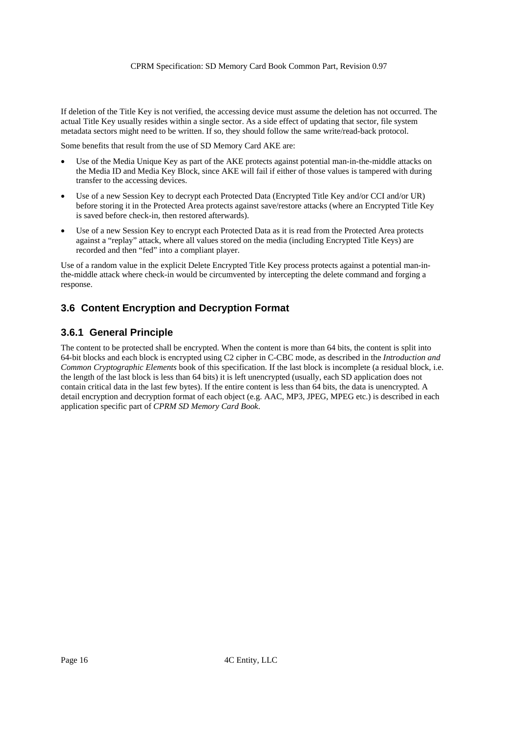If deletion of the Title Key is not verified, the accessing device must assume the deletion has not occurred. The actual Title Key usually resides within a single sector. As a side effect of updating that sector, file system metadata sectors might need to be written. If so, they should follow the same write/read-back protocol.

Some benefits that result from the use of SD Memory Card AKE are:

- Use of the Media Unique Key as part of the AKE protects against potential man-in-the-middle attacks on the Media ID and Media Key Block, since AKE will fail if either of those values is tampered with during transfer to the accessing devices.
- Use of a new Session Key to decrypt each Protected Data (Encrypted Title Key and/or CCI and/or UR) before storing it in the Protected Area protects against save/restore attacks (where an Encrypted Title Key is saved before check-in, then restored afterwards).
- Use of a new Session Key to encrypt each Protected Data as it is read from the Protected Area protects against a "replay" attack, where all values stored on the media (including Encrypted Title Keys) are recorded and then "fed" into a compliant player.

Use of a random value in the explicit Delete Encrypted Title Key process protects against a potential man-in-the-middle attack where check-in would be circumvented by intercepting the delete command and forging a response.

## 3.6 Content Encryption and Decryption Format

### 3.6.1 General Principle

The content to be protected shall be encrypted. When the content is more than 64 bits, the content is split into 64-bit blocks and each block is encrypted using C2 cipher in C-CBC mode, as described in the *Introduction and Common Cryptographic Elements* book of this specification. If the last block is incomplete (a residual block, i.e. the length of the last block is less than 64 bits) it is left unencrypted (usually, each SD application does not contain critical data in the last few bytes). If the entire content is less than 64 bits, the data is unencrypted. A detail encryption and decryption format of each object (e.g. AAC, MP3, JPEG, MPEG etc.) is described in each application specific part of *CPRM SD Memory Card Book*.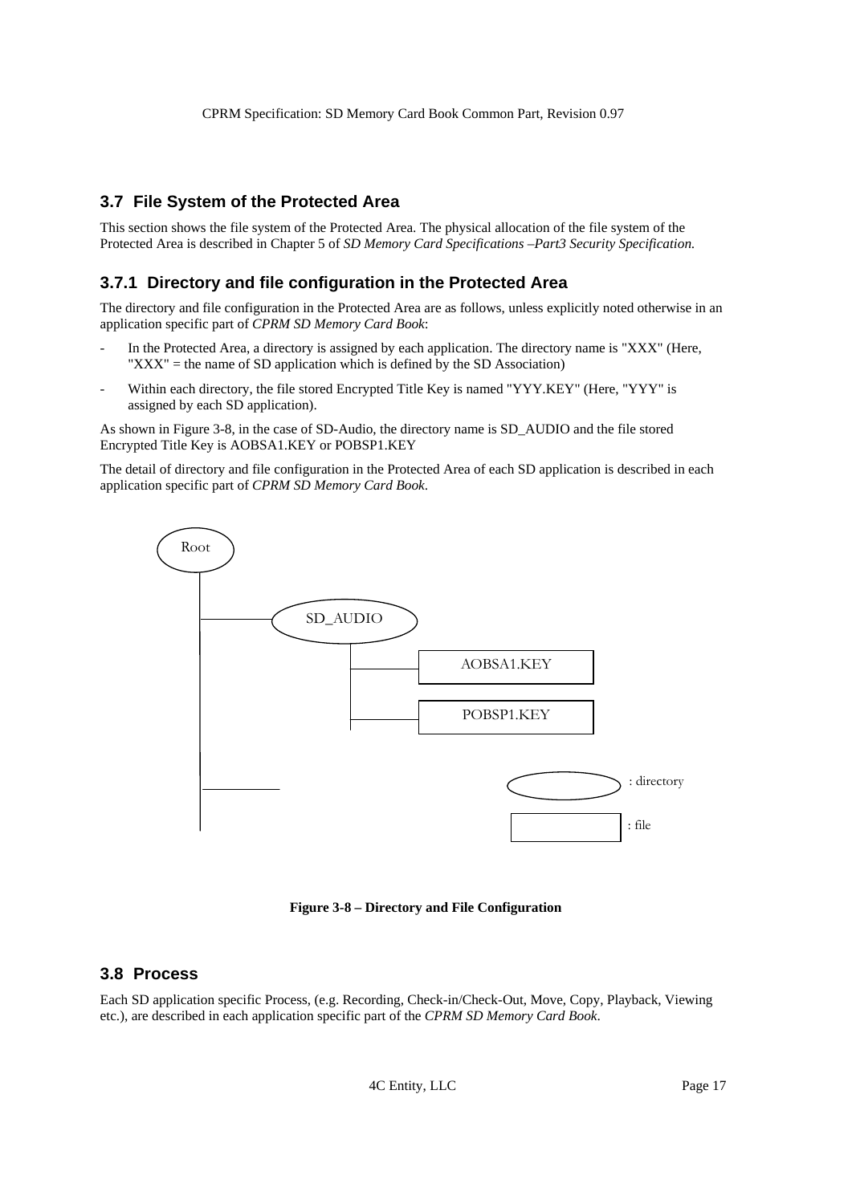## 3.7 File System of the Protected Area

This section shows the file system of the Protected Area. The physical allocation of the file system of the Protected Area is described in Chapter 5 of *SD Memory Card Specifications –Part3 Security Specification.*

### 3.7.1 Directory and file configuration in the Protected Area

The directory and file configuration in the Protected Area are as follows, unless explicitly noted otherwise in an application specific part of *CPRM SD Memory Card Book*:

- In the Protected Area, a directory is assigned by each application. The directory name is "XXX" (Here, "XXX" = the name of SD application which is defined by the SD Association)
- Within each directory, the file stored Encrypted Title Key is named "YYY.KEY" (Here, "YYY" is assigned by each SD application).

As shown in Figure 3-8, in the case of SD-Audio, the directory name is SD_AUDIO and the file stored Encrypted Title Key is AOBSA1.KEY or POBSP1.KEY

The detail of directory and file configuration in the Protected Area of each SD application is described in each application specific part of *CPRM SD Memory Card Book*.

```
Root
 |
 |---- SD_AUDIO
 |        |
 |        |---- AOBSA1.KEY
 |        |
 |        |---- POBSP1.KEY
 |
 |----
 |
```

( ) : directory

[ ] : file

**Figure 3-8 – Directory and File Configuration**

## 3.8 Process

Each SD application specific Process, (e.g. Recording, Check-in/Check-Out, Move, Copy, Playback, Viewing etc.), are described in each application specific part of the *CPRM SD Memory Card Book*.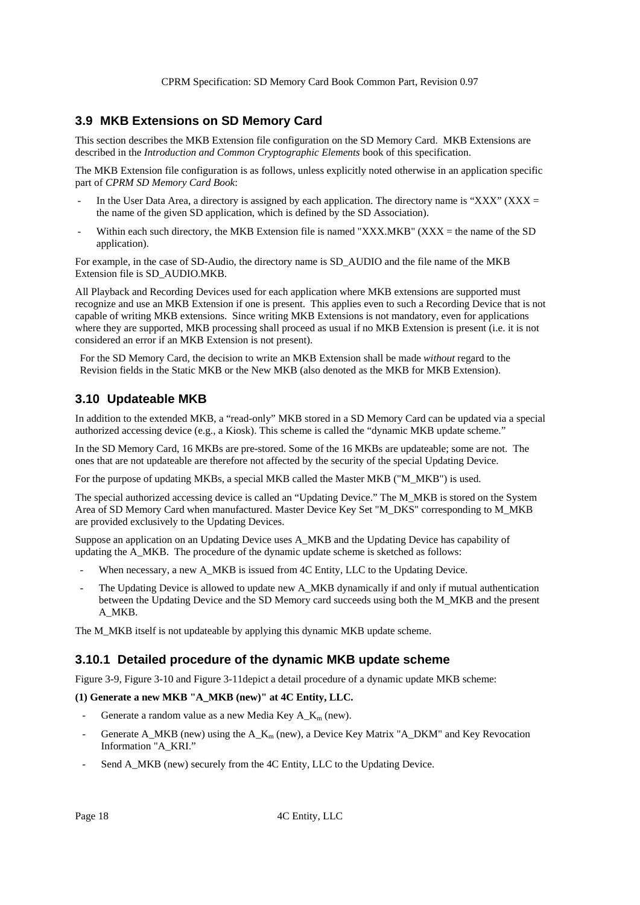## 3.9 MKB Extensions on SD Memory Card

This section describes the MKB Extension file configuration on the SD Memory Card. MKB Extensions are described in the *Introduction and Common Cryptographic Elements* book of this specification.

The MKB Extension file configuration is as follows, unless explicitly noted otherwise in an application specific part of *CPRM SD Memory Card Book*:

- In the User Data Area, a directory is assigned by each application. The directory name is "XXX" (XXX = the name of the given SD application, which is defined by the SD Association).
- Within each such directory, the MKB Extension file is named "XXX.MKB" (XXX = the name of the SD application).

For example, in the case of SD-Audio, the directory name is SD_AUDIO and the file name of the MKB Extension file is SD_AUDIO.MKB.

All Playback and Recording Devices used for each application where MKB extensions are supported must recognize and use an MKB Extension if one is present. This applies even to such a Recording Device that is not capable of writing MKB extensions. Since writing MKB Extensions is not mandatory, even for applications where they are supported, MKB processing shall proceed as usual if no MKB Extension is present (i.e. it is not considered an error if an MKB Extension is not present).

For the SD Memory Card, the decision to write an MKB Extension shall be made *without* regard to the Revision fields in the Static MKB or the New MKB (also denoted as the MKB for MKB Extension).

## 3.10 Updateable MKB

In addition to the extended MKB, a "read-only" MKB stored in a SD Memory Card can be updated via a special authorized accessing device (e.g., a Kiosk). This scheme is called the "dynamic MKB update scheme."

In the SD Memory Card, 16 MKBs are pre-stored. Some of the 16 MKBs are updateable; some are not. The ones that are not updateable are therefore not affected by the security of the special Updating Device.

For the purpose of updating MKBs, a special MKB called the Master MKB ("M_MKB") is used.

The special authorized accessing device is called an "Updating Device." The M_MKB is stored on the System Area of SD Memory Card when manufactured. Master Device Key Set "M_DKS" corresponding to M_MKB are provided exclusively to the Updating Devices.

Suppose an application on an Updating Device uses A_MKB and the Updating Device has capability of updating the A_MKB. The procedure of the dynamic update scheme is sketched as follows:

- When necessary, a new A_MKB is issued from 4C Entity, LLC to the Updating Device.
- The Updating Device is allowed to update new A_MKB dynamically if and only if mutual authentication between the Updating Device and the SD Memory card succeeds using both the M_MKB and the present A_MKB.

The M_MKB itself is not updateable by applying this dynamic MKB update scheme.

### 3.10.1 Detailed procedure of the dynamic MKB update scheme

Figure 3-9, Figure 3-10 and Figure 3-11depict a detail procedure of a dynamic update MKB scheme:

**(1) Generate a new MKB "A_MKB (new)" at 4C Entity, LLC.**

- Generate a random value as a new Media Key $A\_K_m$ (new).
- Generate A_MKB (new) using the $A\_K_m$ (new), a Device Key Matrix "A_DKM" and Key Revocation Information "A_KRI."
- Send A_MKB (new) securely from the 4C Entity, LLC to the Updating Device.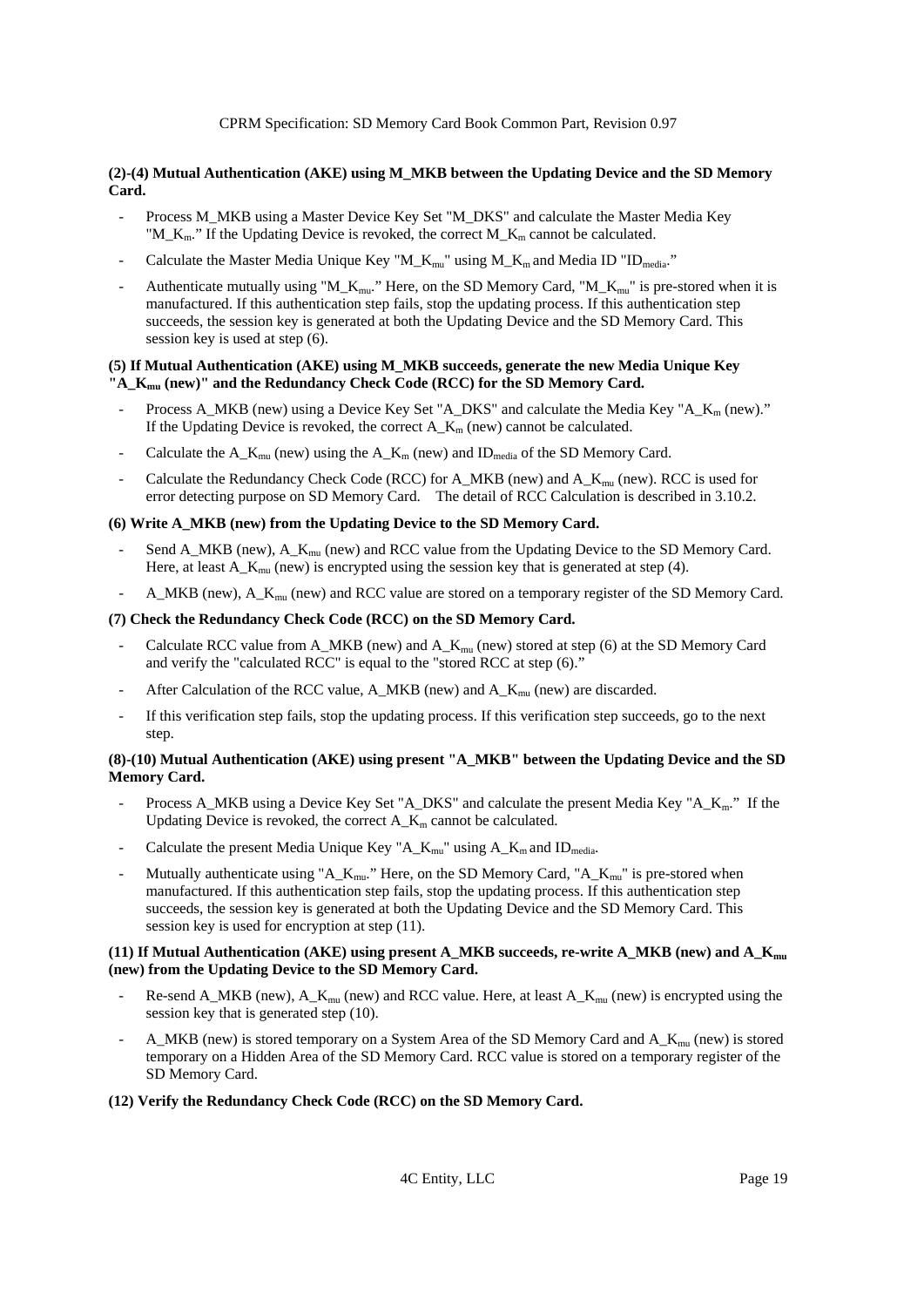**(2)-(4) Mutual Authentication (AKE) using M_MKB between the Updating Device and the SD Memory Card.**

- Process M_MKB using a Master Device Key Set "M_DKS" and calculate the Master Media Key "$M\_K_m$." If the Updating Device is revoked, the correct $M\_K_m$ cannot be calculated.
- Calculate the Master Media Unique Key "$M\_K_{mu}$" using $M\_K_m$ and Media ID "$ID_{media}$."
- Authenticate mutually using "$M\_K_{mu}$." Here, on the SD Memory Card, "$M\_K_{mu}$" is pre-stored when it is manufactured. If this authentication step fails, stop the updating process. If this authentication step succeeds, the session key is generated at both the Updating Device and the SD Memory Card. This session key is used at step (6).

**(5) If Mutual Authentication (AKE) using M_MKB succeeds, generate the new Media Unique Key "$A\_K_{mu}$ (new)" and the Redundancy Check Code (RCC) for the SD Memory Card.**

- Process A_MKB (new) using a Device Key Set "A_DKS" and calculate the Media Key "$A\_K_m$ (new)." If the Updating Device is revoked, the correct $A\_K_m$ (new) cannot be calculated.
- Calculate the $A\_K_{mu}$ (new) using the $A\_K_m$ (new) and $ID_{media}$ of the SD Memory Card.
- Calculate the Redundancy Check Code (RCC) for A_MKB (new) and $A\_K_{mu}$ (new). RCC is used for error detecting purpose on SD Memory Card. The detail of RCC Calculation is described in 3.10.2.

**(6) Write A_MKB (new) from the Updating Device to the SD Memory Card.**

- Send A_MKB (new), $A\_K_{mu}$ (new) and RCC value from the Updating Device to the SD Memory Card. Here, at least $A\_K_{mu}$ (new) is encrypted using the session key that is generated at step (4).
- A_MKB (new), $A\_K_{mu}$ (new) and RCC value are stored on a temporary register of the SD Memory Card.

**(7) Check the Redundancy Check Code (RCC) on the SD Memory Card.**

- Calculate RCC value from A_MKB (new) and $A\_K_{mu}$ (new) stored at step (6) at the SD Memory Card and verify the "calculated RCC" is equal to the "stored RCC at step (6)."
- After Calculation of the RCC value, A_MKB (new) and $A\_K_{mu}$ (new) are discarded.
- If this verification step fails, stop the updating process. If this verification step succeeds, go to the next step.

**(8)-(10) Mutual Authentication (AKE) using present "A_MKB" between the Updating Device and the SD Memory Card.**

- Process A_MKB using a Device Key Set "A_DKS" and calculate the present Media Key "$A\_K_m$." If the Updating Device is revoked, the correct $A\_K_m$ cannot be calculated.
- Calculate the present Media Unique Key "$A\_K_{mu}$" using $A\_K_m$ and $ID_{media}$.
- Mutually authenticate using "$A\_K_{mu}$." Here, on the SD Memory Card, "$A\_K_{mu}$" is pre-stored when manufactured. If this authentication step fails, stop the updating process. If this authentication step succeeds, the session key is generated at both the Updating Device and the SD Memory Card. This session key is used for encryption at step (11).

**(11) If Mutual Authentication (AKE) using present A_MKB succeeds, re-write A_MKB (new) and $A\_K_{mu}$ (new) from the Updating Device to the SD Memory Card.**

- Re-send A_MKB (new), $A\_K_{mu}$ (new) and RCC value. Here, at least $A\_K_{mu}$ (new) is encrypted using the session key that is generated step (10).
- A_MKB (new) is stored temporary on a System Area of the SD Memory Card and $A\_K_{mu}$ (new) is stored temporary on a Hidden Area of the SD Memory Card. RCC value is stored on a temporary register of the SD Memory Card.

**(12) Verify the Redundancy Check Code (RCC) on the SD Memory Card.**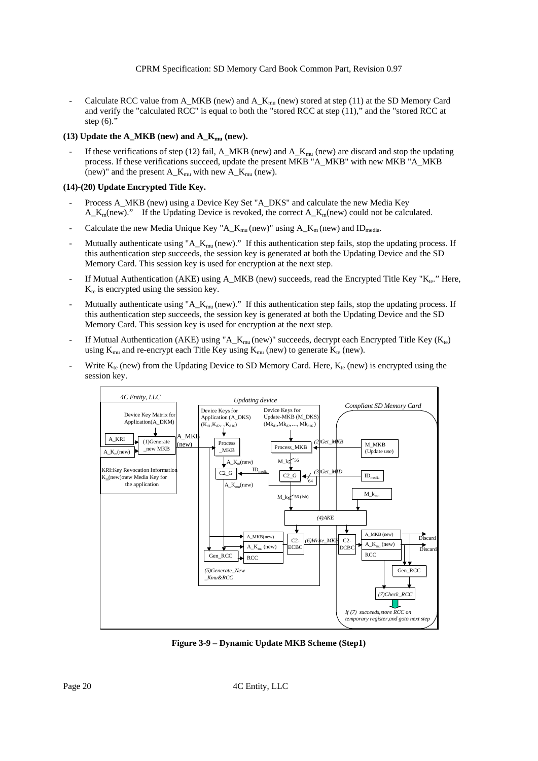- Calculate RCC value from A_MKB (new) and $A\_K_{mu}$ (new) stored at step (11) at the SD Memory Card and verify the "calculated RCC" is equal to both the "stored RCC at step (11)," and the "stored RCC at step (6)."

**(13) Update the A_MKB (new) and $A\_K_{mu}$ (new).**

- If these verifications of step (12) fail, A_MKB (new) and $A\_K_{mu}$ (new) are discard and stop the updating process. If these verifications succeed, update the present MKB "A_MKB" with new MKB "A_MKB (new)" and the present $A\_K_{mu}$ with new $A\_K_{mu}$ (new).

**(14)-(20) Update Encrypted Title Key.**

- Process A_MKB (new) using a Device Key Set "A_DKS" and calculate the new Media Key $A\_K_m$(new)." If the Updating Device is revoked, the correct $A\_K_m$(new) could not be calculated.
- Calculate the new Media Unique Key "$A\_K_{mu}$ (new)" using $A\_K_m$ (new) and $ID_{media}$.
- Mutually authenticate using "$A\_K_{mu}$ (new)." If this authentication step fails, stop the updating process. If this authentication step succeeds, the session key is generated at both the Updating Device and the SD Memory Card. This session key is used for encryption at the next step.
- If Mutual Authentication (AKE) using A_MKB (new) succeeds, read the Encrypted Title Key "$K_{te}$." Here, $K_{te}$ is encrypted using the session key.
- Mutually authenticate using "$A\_K_{mu}$ (new)." If this authentication step fails, stop the updating process. If this authentication step succeeds, the session key is generated at both the Updating Device and the SD Memory Card. This session key is used for encryption at the next step.
- If Mutual Authentication (AKE) using "$A\_K_{mu}$ (new)" succeeds, decrypt each Encrypted Title Key ($K_{te}$) using $K_{mu}$ and re-encrypt each Title Key using $K_{mu}$ (new) to generate $K_{te}$ (new).
- Write $K_{te}$ (new) from the Updating Device to SD Memory Card. Here, $K_{te}$ (new) is encrypted using the session key.

**Figure 3-9 – Dynamic Update MKB Scheme (Step1)**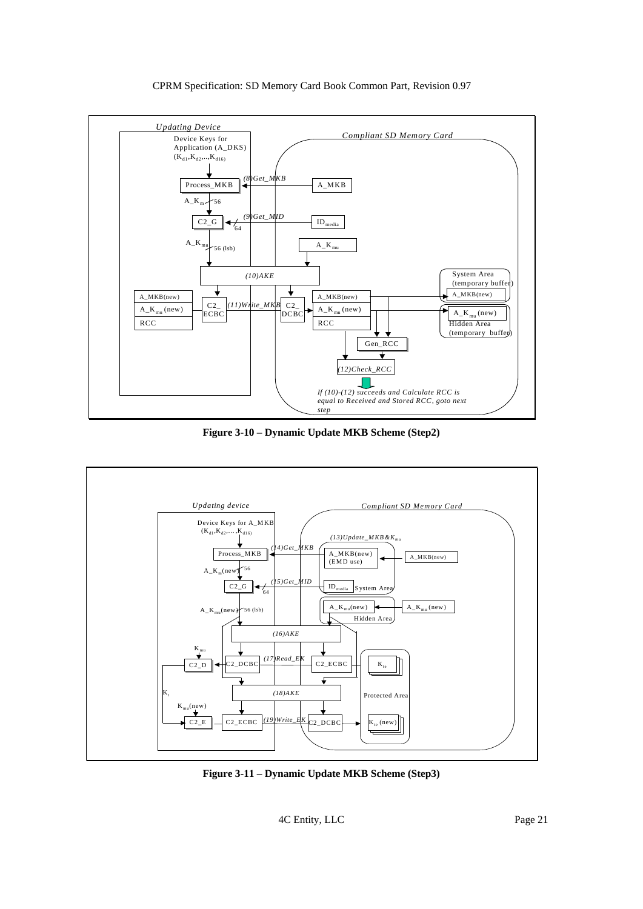Updating Device

Compliant SD Memory Card

Device Keys for Application (A_DKS) $(K_{d1},K_{d2},..,K_{d16})$

Process_MKB

(8)Get_MKB

A_MKB

$A\_K_m$ 56

C2_G

(9)Get_MID

$ID_{media}$

64

$A\_K_{mu}$ 56 (lsb)

$A\_K_{mu}$

(10)AKE

System Area (temporary buffer)

A_MKB(new)

A_MKB(new)

$A\_K_{mu}$ (new)

RCC

C2_ECBC

(11)Write_MKB

C2_DCBC

A_MKB(new)

$A\_K_{mu}$ (new)

RCC

$A\_K_{mu}$ (new)

Hidden Area (temporary buffer)

Gen_RCC

(12)Check_RCC

*If (10)-(12) succeeds and Calculate RCC is equal to Received and Stored RCC, goto next step*

**Figure 3-10 – Dynamic Update MKB Scheme (Step2)**

Updating device

Compliant SD Memory Card

Device Keys for A_MKB $(K_{d1},K_{d2},...,K_{d16})$

(13)Update_MKB&$K_{mu}$

Process_MKB

(14)Get_MKB

A_MKB(new) (EMD use)

A_MKB(new)

$A\_K_m$(new) 56

C2_G

(15)Get_MID

$ID_{media}$

System Area

64

$A\_K_{mu}$(new) 56 (lsb)

$A\_K_{mu}$(new)

$A\_K_{mu}$ (new)

Hidden Area

(16)AKE

$K_{mu}$

C2_D

C2_DCBC

(17)Read_EK

C2_ECBC

$K_{te}$

$K_t$

(18)AKE

Protected Area

$K_{mu}$(new)

C2_E

C2_ECBC

(19)Write_EK

C2_DCBC

$K_{te}$ (new)

**Figure 3-11 – Dynamic Update MKB Scheme (Step3)**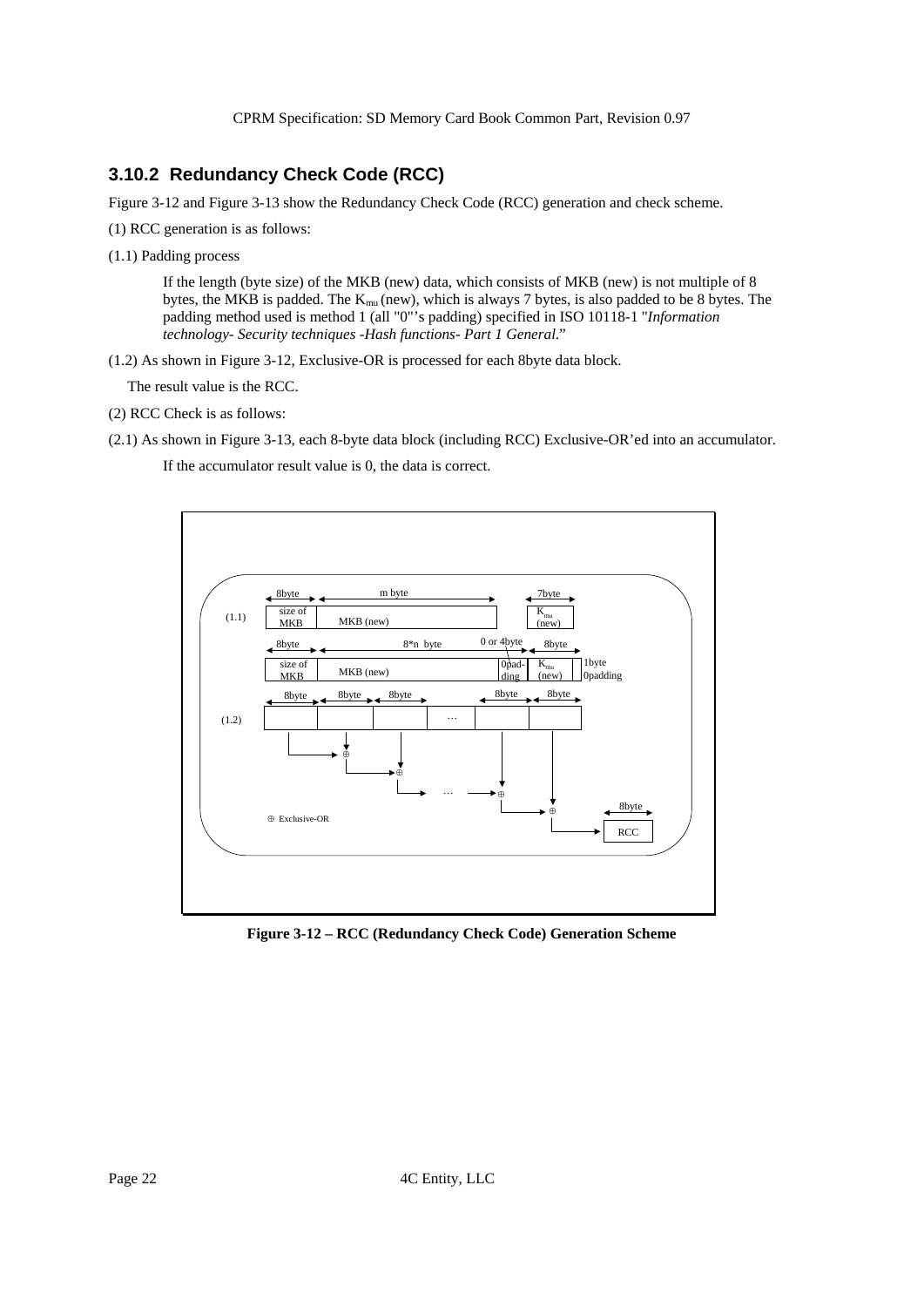### 3.10.2 Redundancy Check Code (RCC)

Figure 3-12 and Figure 3-13 show the Redundancy Check Code (RCC) generation and check scheme.

(1) RCC generation is as follows:

(1.1) Padding process

If the length (byte size) of the MKB (new) data, which consists of MKB (new) is not multiple of 8 bytes, the MKB is padded. The $K_{mu}$ (new), which is always 7 bytes, is also padded to be 8 bytes. The padding method used is method 1 (all "0"'s padding) specified in ISO 10118-1 "*Information technology- Security techniques -Hash functions- Part 1 General*."

(1.2) As shown in Figure 3-12, Exclusive-OR is processed for each 8byte data block.

The result value is the RCC.

(2) RCC Check is as follows:

(2.1) As shown in Figure 3-13, each 8-byte data block (including RCC) Exclusive-OR'ed into an accumulator.

If the accumulator result value is 0, the data is correct.

**Figure 3-12 – RCC (Redundancy Check Code) Generation Scheme**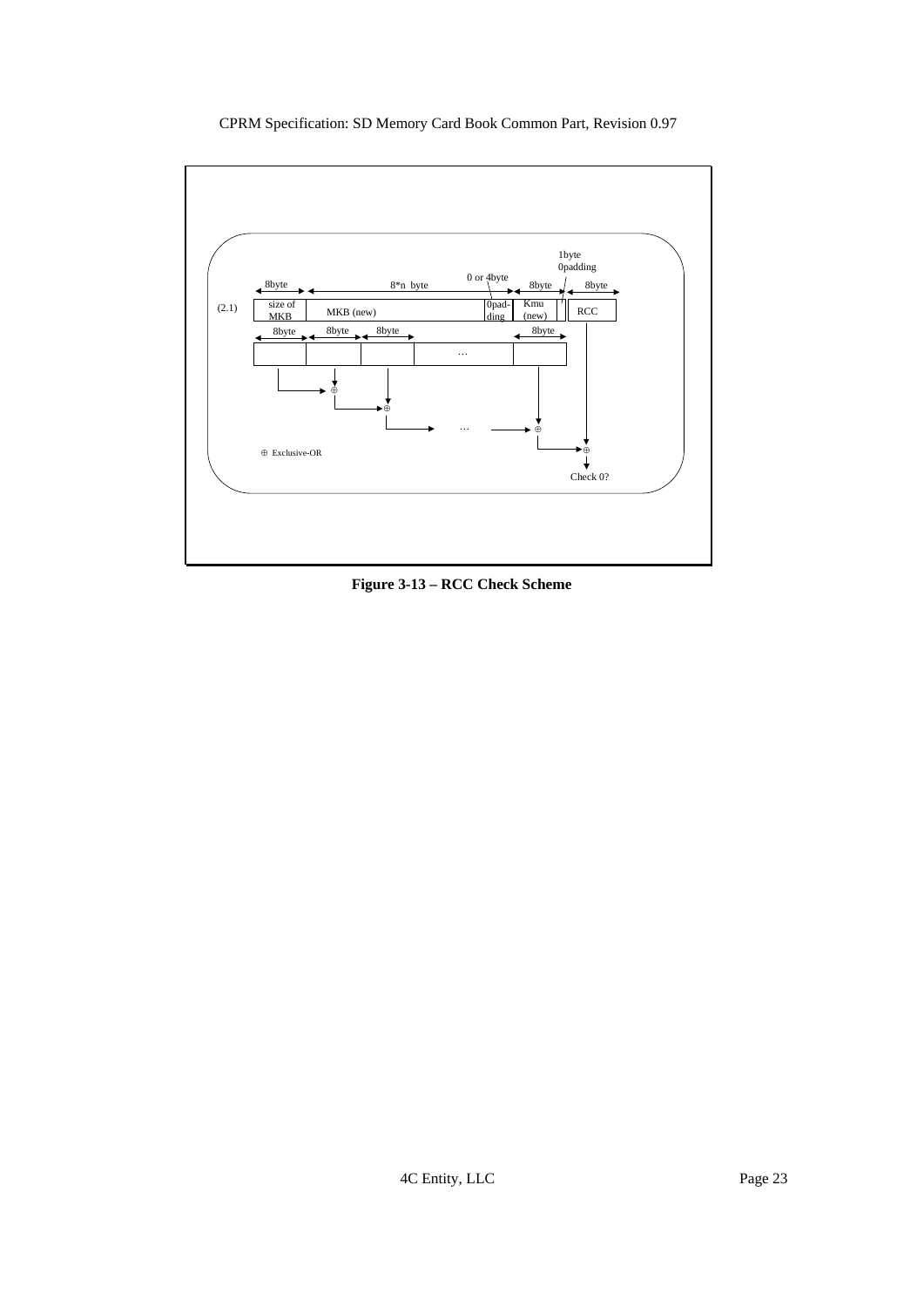(2.1)

| 8byte | 8*n byte | 0 or 4byte | 8byte | 1byte 0padding | 8byte |
|---|---|---|---|---|---|
| size of MKB | MKB (new) | 0padding | Kmu (new) | | RCC |

8byte, 8byte, 8byte, …, 8byte

⊕ Exclusive-OR

Check 0?

**Figure 3-13 – RCC Check Scheme**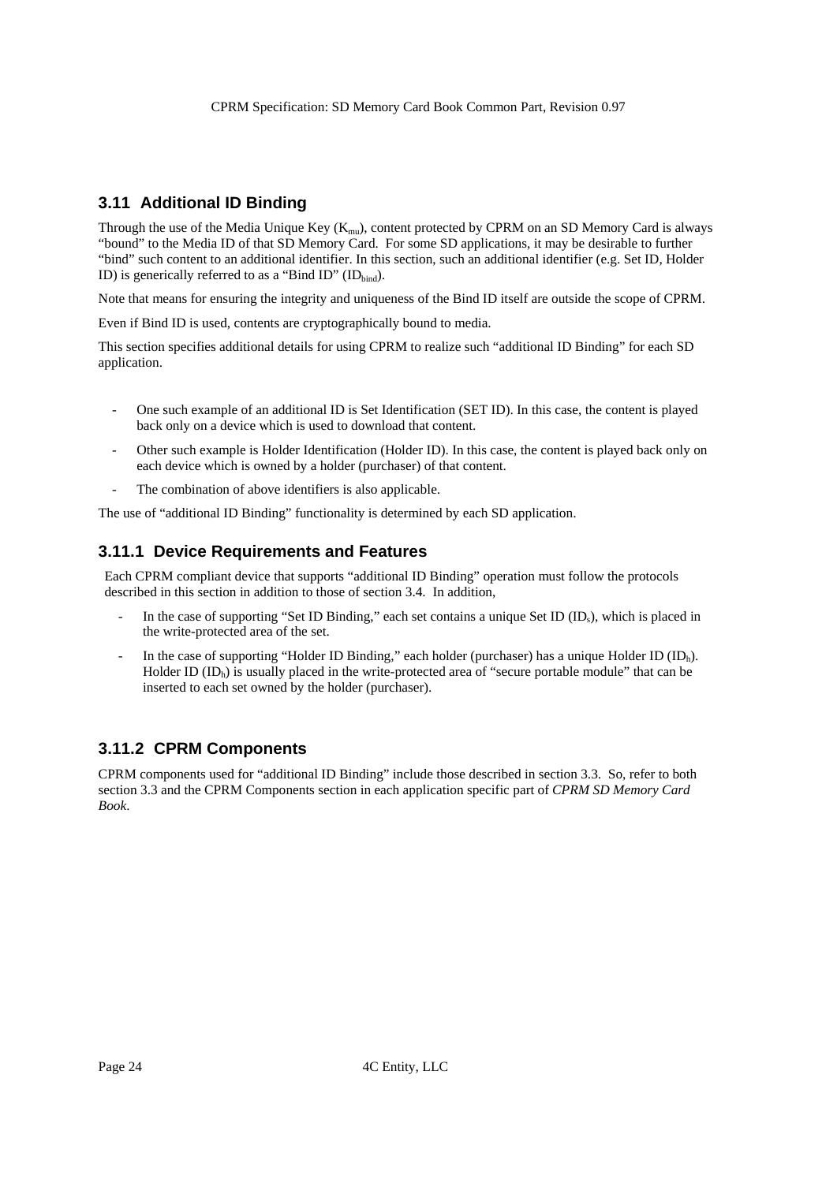## 3.11 Additional ID Binding

Through the use of the Media Unique Key ($K_{mu}$), content protected by CPRM on an SD Memory Card is always "bound" to the Media ID of that SD Memory Card. For some SD applications, it may be desirable to further "bind" such content to an additional identifier. In this section, such an additional identifier (e.g. Set ID, Holder ID) is generically referred to as a "Bind ID" ($ID_{bind}$).

Note that means for ensuring the integrity and uniqueness of the Bind ID itself are outside the scope of CPRM.

Even if Bind ID is used, contents are cryptographically bound to media.

This section specifies additional details for using CPRM to realize such "additional ID Binding" for each SD application.

- One such example of an additional ID is Set Identification (SET ID). In this case, the content is played back only on a device which is used to download that content.
- Other such example is Holder Identification (Holder ID). In this case, the content is played back only on each device which is owned by a holder (purchaser) of that content.
- The combination of above identifiers is also applicable.

The use of "additional ID Binding" functionality is determined by each SD application.

### 3.11.1 Device Requirements and Features

Each CPRM compliant device that supports "additional ID Binding" operation must follow the protocols described in this section in addition to those of section 3.4. In addition,

- In the case of supporting "Set ID Binding," each set contains a unique Set ID ($ID_s$), which is placed in the write-protected area of the set.
- In the case of supporting "Holder ID Binding," each holder (purchaser) has a unique Holder ID ($ID_h$). Holder ID ($ID_h$) is usually placed in the write-protected area of "secure portable module" that can be inserted to each set owned by the holder (purchaser).

### 3.11.2 CPRM Components

CPRM components used for "additional ID Binding" include those described in section 3.3. So, refer to both section 3.3 and the CPRM Components section in each application specific part of *CPRM SD Memory Card Book*.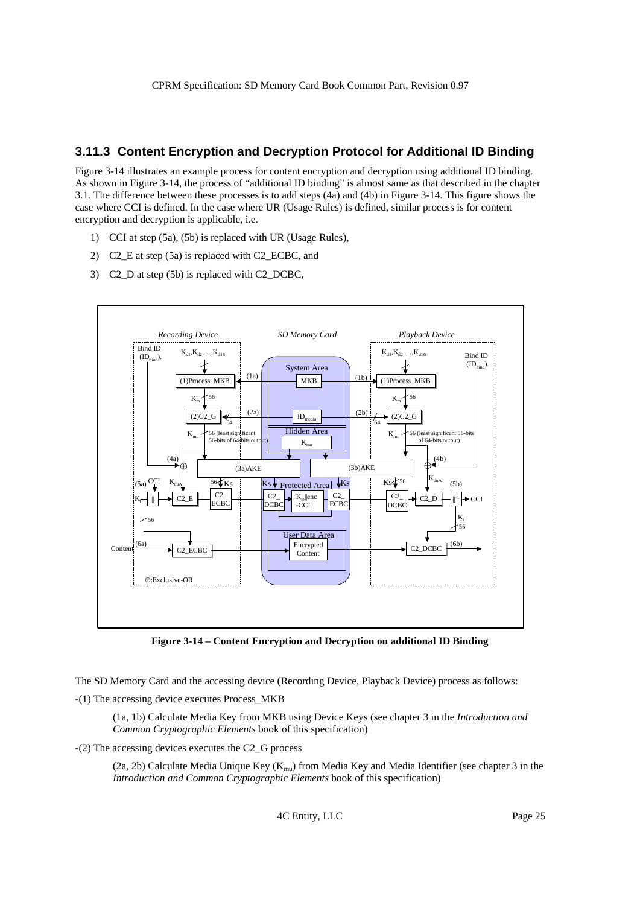### 3.11.3 Content Encryption and Decryption Protocol for Additional ID Binding

Figure 3-14 illustrates an example process for content encryption and decryption using additional ID binding. As shown in Figure 3-14, the process of "additional ID binding" is almost same as that described in the chapter 3.1. The difference between these processes is to add steps (4a) and (4b) in Figure 3-14. This figure shows the case where CCI is defined. In the case where UR (Usage Rules) is defined, similar process is for content encryption and decryption is applicable, i.e.

1) CCI at step (5a), (5b) is replaced with UR (Usage Rules),
2) C2_E at step (5a) is replaced with C2_ECBC, and
3) C2_D at step (5b) is replaced with C2_DCBC,

**Figure 3-14 – Content Encryption and Decryption on additional ID Binding**

The SD Memory Card and the accessing device (Recording Device, Playback Device) process as follows:

-(1) The accessing device executes Process_MKB

> (1a, 1b) Calculate Media Key from MKB using Device Keys (see chapter 3 in the *Introduction and Common Cryptographic Elements* book of this specification)

-(2) The accessing devices executes the C2_G process

> (2a, 2b) Calculate Media Unique Key ($K_{mu}$) from Media Key and Media Identifier (see chapter 3 in the *Introduction and Common Cryptographic Elements* book of this specification)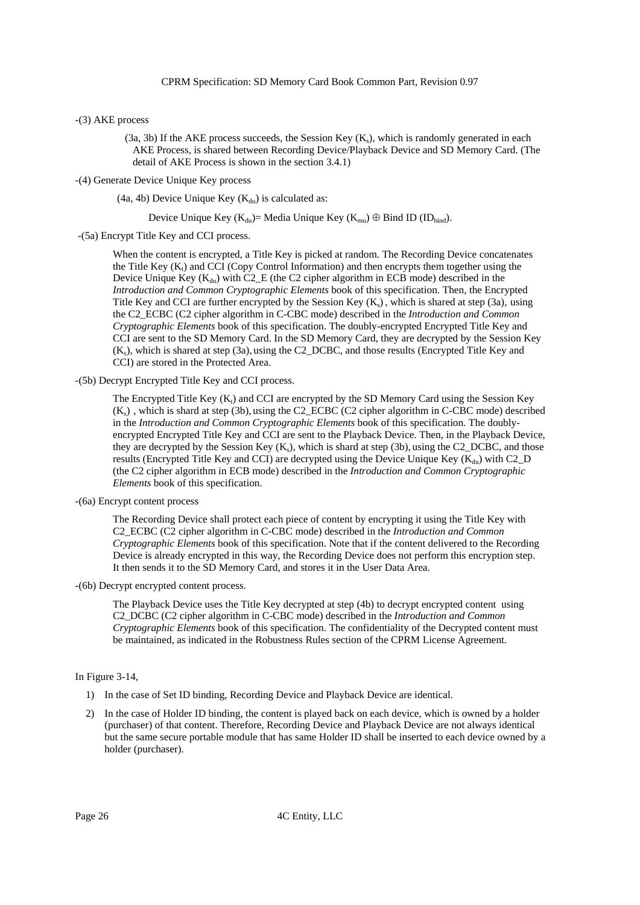-(3) AKE process

(3a, 3b) If the AKE process succeeds, the Session Key ($K_s$), which is randomly generated in each AKE Process, is shared between Recording Device/Playback Device and SD Memory Card. (The detail of AKE Process is shown in the section 3.4.1)

-(4) Generate Device Unique Key process

(4a, 4b) Device Unique Key ($K_{du}$) is calculated as:

Device Unique Key ($K_{du}$)= Media Unique Key ($K_{mu}$) $\oplus$ Bind ID ($ID_{bind}$).

-(5a) Encrypt Title Key and CCI process.

When the content is encrypted, a Title Key is picked at random. The Recording Device concatenates the Title Key ($K_t$) and CCI (Copy Control Information) and then encrypts them together using the Device Unique Key ($K_{du}$) with C2_E (the C2 cipher algorithm in ECB mode) described in the *Introduction and Common Cryptographic Elements* book of this specification. Then, the Encrypted Title Key and CCI are further encrypted by the Session Key ($K_s$) , which is shared at step (3a), using the C2_ECBC (C2 cipher algorithm in C-CBC mode) described in the *Introduction and Common Cryptographic Elements* book of this specification. The doubly-encrypted Encrypted Title Key and CCI are sent to the SD Memory Card. In the SD Memory Card, they are decrypted by the Session Key ($K_s$), which is shared at step (3a), using the C2_DCBC, and those results (Encrypted Title Key and CCI) are stored in the Protected Area.

-(5b) Decrypt Encrypted Title Key and CCI process.

The Encrypted Title Key ($K_t$) and CCI are encrypted by the SD Memory Card using the Session Key ($K_s$) , which is shard at step (3b), using the C2_ECBC (C2 cipher algorithm in C-CBC mode) described in the *Introduction and Common Cryptographic Elements* book of this specification. The doubly-encrypted Encrypted Title Key and CCI are sent to the Playback Device. Then, in the Playback Device, they are decrypted by the Session Key ($K_s$), which is shard at step (3b), using the C2_DCBC, and those results (Encrypted Title Key and CCI) are decrypted using the Device Unique Key ($K_{du}$) with C2_D (the C2 cipher algorithm in ECB mode) described in the *Introduction and Common Cryptographic Elements* book of this specification.

-(6a) Encrypt content process

The Recording Device shall protect each piece of content by encrypting it using the Title Key with C2_ECBC (C2 cipher algorithm in C-CBC mode) described in the *Introduction and Common Cryptographic Elements* book of this specification. Note that if the content delivered to the Recording Device is already encrypted in this way, the Recording Device does not perform this encryption step. It then sends it to the SD Memory Card, and stores it in the User Data Area.

-(6b) Decrypt encrypted content process.

The Playback Device uses the Title Key decrypted at step (4b) to decrypt encrypted content using C2_DCBC (C2 cipher algorithm in C-CBC mode) described in the *Introduction and Common Cryptographic Elements* book of this specification. The confidentiality of the Decrypted content must be maintained, as indicated in the Robustness Rules section of the CPRM License Agreement.

In Figure 3-14,

1) In the case of Set ID binding, Recording Device and Playback Device are identical.
2) In the case of Holder ID binding, the content is played back on each device, which is owned by a holder (purchaser) of that content. Therefore, Recording Device and Playback Device are not always identical but the same secure portable module that has same Holder ID shall be inserted to each device owned by a holder (purchaser).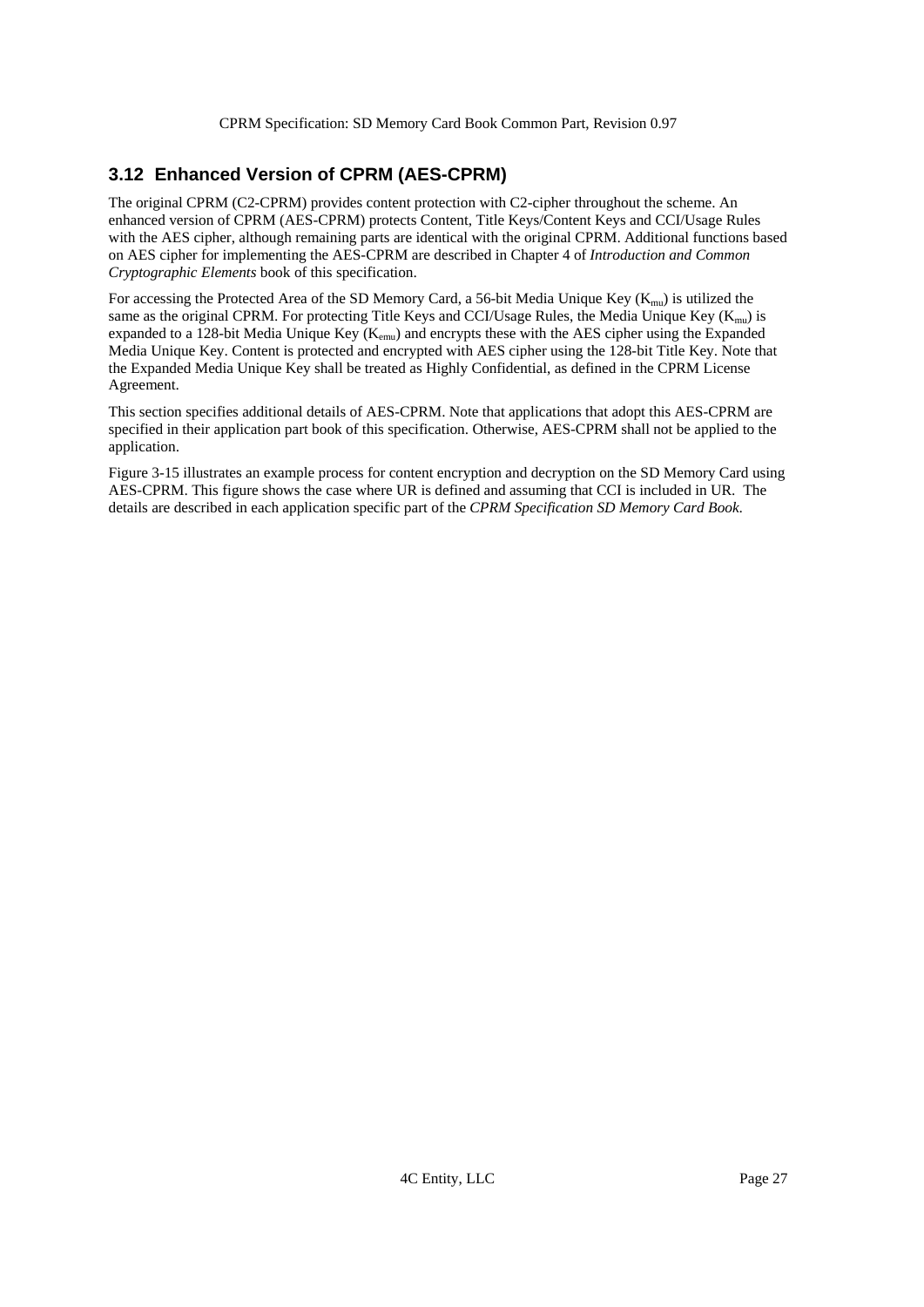## 3.12 Enhanced Version of CPRM (AES-CPRM)

The original CPRM (C2-CPRM) provides content protection with C2-cipher throughout the scheme. An enhanced version of CPRM (AES-CPRM) protects Content, Title Keys/Content Keys and CCI/Usage Rules with the AES cipher, although remaining parts are identical with the original CPRM. Additional functions based on AES cipher for implementing the AES-CPRM are described in Chapter 4 of *Introduction and Common Cryptographic Elements* book of this specification.

For accessing the Protected Area of the SD Memory Card, a 56-bit Media Unique Key ($K_{mu}$) is utilized the same as the original CPRM. For protecting Title Keys and CCI/Usage Rules, the Media Unique Key ($K_{mu}$) is expanded to a 128-bit Media Unique Key ($K_{emu}$) and encrypts these with the AES cipher using the Expanded Media Unique Key. Content is protected and encrypted with AES cipher using the 128-bit Title Key. Note that the Expanded Media Unique Key shall be treated as Highly Confidential, as defined in the CPRM License Agreement.

This section specifies additional details of AES-CPRM. Note that applications that adopt this AES-CPRM are specified in their application part book of this specification. Otherwise, AES-CPRM shall not be applied to the application.

Figure 3-15 illustrates an example process for content encryption and decryption on the SD Memory Card using AES-CPRM. This figure shows the case where UR is defined and assuming that CCI is included in UR. The details are described in each application specific part of the *CPRM Specification SD Memory Card Book*.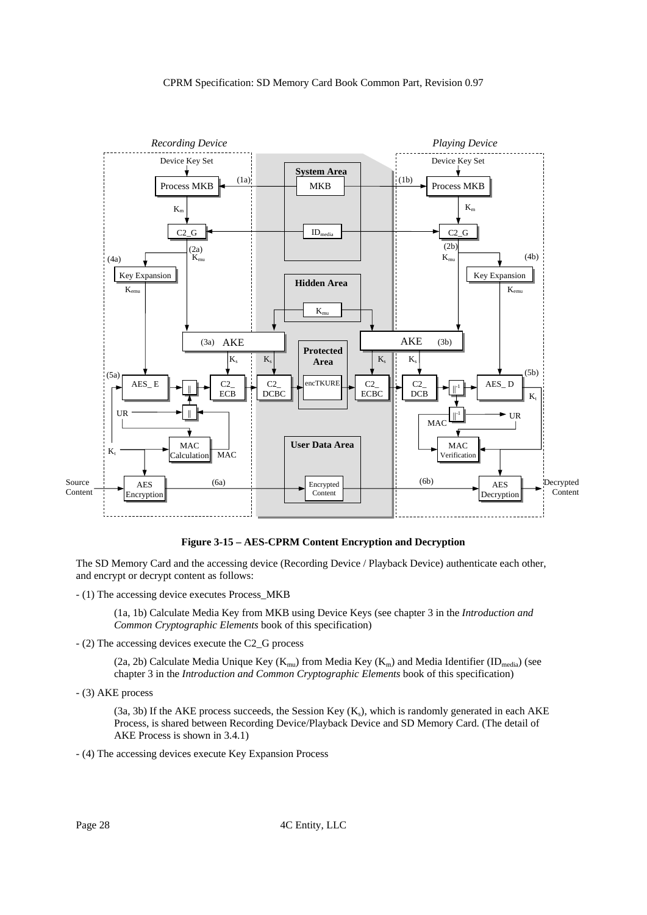**Figure 3-15 – AES-CPRM Content Encryption and Decryption**

The SD Memory Card and the accessing device (Recording Device / Playback Device) authenticate each other, and encrypt or decrypt content as follows:

- (1) The accessing device executes Process_MKB

  (1a, 1b) Calculate Media Key from MKB using Device Keys (see chapter 3 in the *Introduction and Common Cryptographic Elements* book of this specification)

- (2) The accessing devices execute the C2_G process

  (2a, 2b) Calculate Media Unique Key ($K_{mu}$) from Media Key ($K_m$) and Media Identifier ($ID_{media}$) (see chapter 3 in the *Introduction and Common Cryptographic Elements* book of this specification)

- (3) AKE process

  (3a, 3b) If the AKE process succeeds, the Session Key ($K_s$), which is randomly generated in each AKE Process, is shared between Recording Device/Playback Device and SD Memory Card. (The detail of AKE Process is shown in 3.4.1)

- (4) The accessing devices execute Key Expansion Process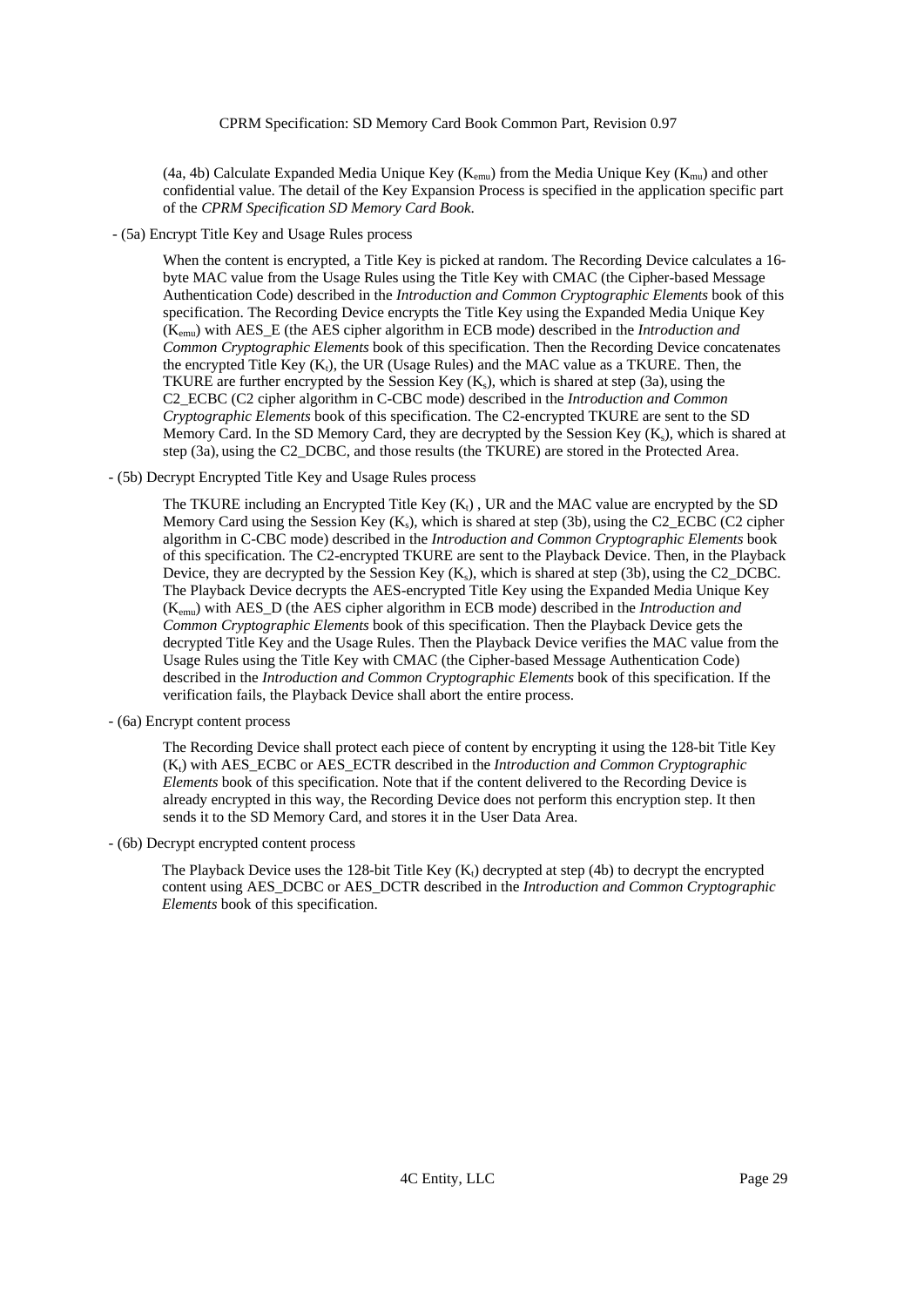(4a, 4b) Calculate Expanded Media Unique Key ($K_{emu}$) from the Media Unique Key ($K_{mu}$) and other confidential value. The detail of the Key Expansion Process is specified in the application specific part of the *CPRM Specification SD Memory Card Book*.

- (5a) Encrypt Title Key and Usage Rules process

  When the content is encrypted, a Title Key is picked at random. The Recording Device calculates a 16-byte MAC value from the Usage Rules using the Title Key with CMAC (the Cipher-based Message Authentication Code) described in the *Introduction and Common Cryptographic Elements* book of this specification. The Recording Device encrypts the Title Key using the Expanded Media Unique Key ($K_{emu}$) with AES_E (the AES cipher algorithm in ECB mode) described in the *Introduction and Common Cryptographic Elements* book of this specification. Then the Recording Device concatenates the encrypted Title Key ($K_t$), the UR (Usage Rules) and the MAC value as a TKURE. Then, the TKURE are further encrypted by the Session Key ($K_s$), which is shared at step (3a), using the C2_ECBC (C2 cipher algorithm in C-CBC mode) described in the *Introduction and Common Cryptographic Elements* book of this specification. The C2-encrypted TKURE are sent to the SD Memory Card. In the SD Memory Card, they are decrypted by the Session Key ($K_s$), which is shared at step (3a), using the C2_DCBC, and those results (the TKURE) are stored in the Protected Area.

- (5b) Decrypt Encrypted Title Key and Usage Rules process

  The TKURE including an Encrypted Title Key ($K_t$) , UR and the MAC value are encrypted by the SD Memory Card using the Session Key ($K_s$), which is shared at step (3b), using the C2_ECBC (C2 cipher algorithm in C-CBC mode) described in the *Introduction and Common Cryptographic Elements* book of this specification. The C2-encrypted TKURE are sent to the Playback Device. Then, in the Playback Device, they are decrypted by the Session Key ($K_s$), which is shared at step (3b), using the C2_DCBC. The Playback Device decrypts the AES-encrypted Title Key using the Expanded Media Unique Key ($K_{emu}$) with AES_D (the AES cipher algorithm in ECB mode) described in the *Introduction and Common Cryptographic Elements* book of this specification. Then the Playback Device gets the decrypted Title Key and the Usage Rules. Then the Playback Device verifies the MAC value from the Usage Rules using the Title Key with CMAC (the Cipher-based Message Authentication Code) described in the *Introduction and Common Cryptographic Elements* book of this specification. If the verification fails, the Playback Device shall abort the entire process.

- (6a) Encrypt content process

  The Recording Device shall protect each piece of content by encrypting it using the 128-bit Title Key ($K_t$) with AES_ECBC or AES_ECTR described in the *Introduction and Common Cryptographic Elements* book of this specification. Note that if the content delivered to the Recording Device is already encrypted in this way, the Recording Device does not perform this encryption step. It then sends it to the SD Memory Card, and stores it in the User Data Area.

- (6b) Decrypt encrypted content process

  The Playback Device uses the 128-bit Title Key ($K_t$) decrypted at step (4b) to decrypt the encrypted content using AES_DCBC or AES_DCTR described in the *Introduction and Common Cryptographic Elements* book of this specification.